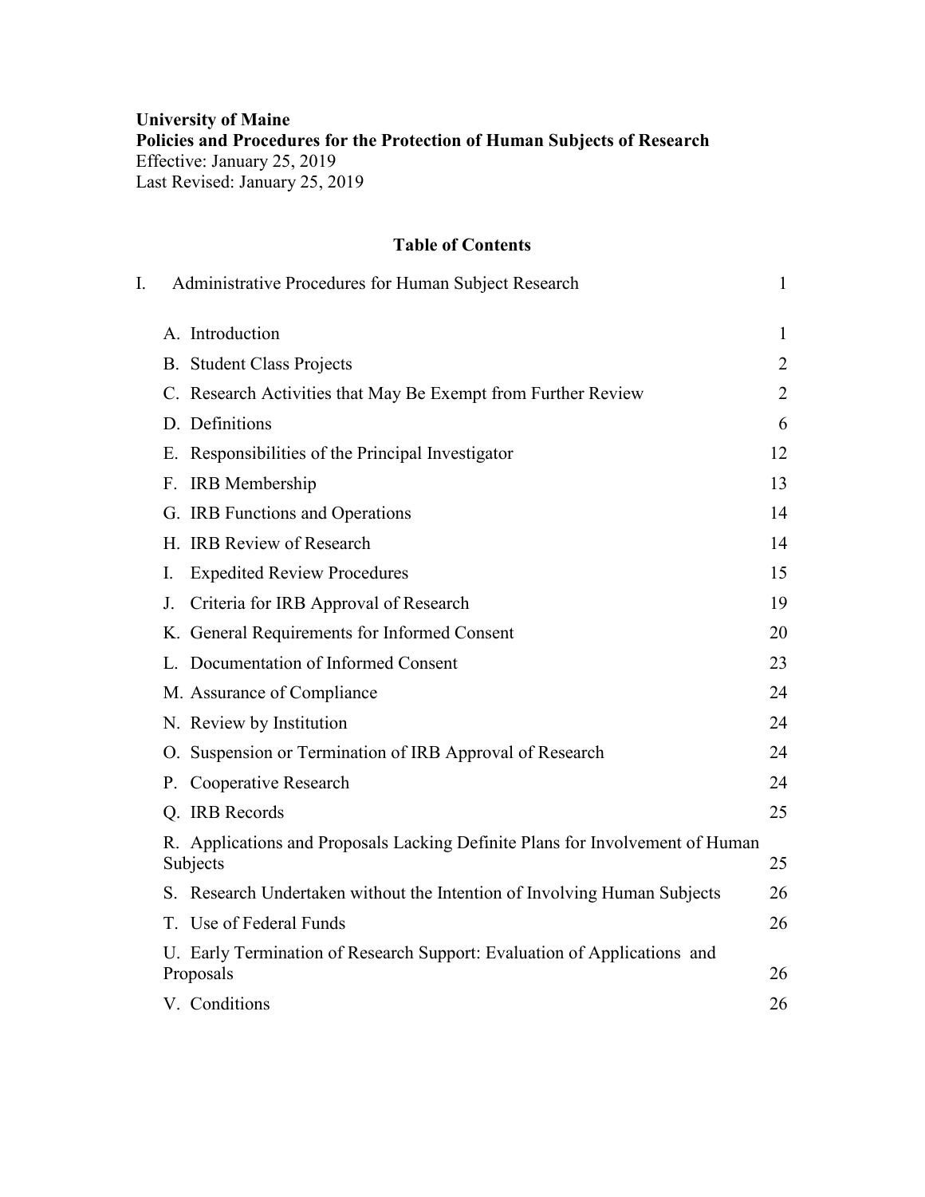**University of Maine**
**Policies and Procedures for the Protection of Human Subjects of Research**
Effective: January 25, 2019
Last Revised: January 25, 2019

## Table of Contents

| | | |
|---|---|---|
| I. | Administrative Procedures for Human Subject Research | 1 |
| | A. Introduction | 1 |
| | B. Student Class Projects | 2 |
| | C. Research Activities that May Be Exempt from Further Review | 2 |
| | D. Definitions | 6 |
| | E. Responsibilities of the Principal Investigator | 12 |
| | F. IRB Membership | 13 |
| | G. IRB Functions and Operations | 14 |
| | H. IRB Review of Research | 14 |
| | I. Expedited Review Procedures | 15 |
| | J. Criteria for IRB Approval of Research | 19 |
| | K. General Requirements for Informed Consent | 20 |
| | L. Documentation of Informed Consent | 23 |
| | M. Assurance of Compliance | 24 |
| | N. Review by Institution | 24 |
| | O. Suspension or Termination of IRB Approval of Research | 24 |
| | P. Cooperative Research | 24 |
| | Q. IRB Records | 25 |
| | R. Applications and Proposals Lacking Definite Plans for Involvement of Human Subjects | 25 |
| | S. Research Undertaken without the Intention of Involving Human Subjects | 26 |
| | T. Use of Federal Funds | 26 |
| | U. Early Termination of Research Support: Evaluation of Applications and Proposals | 26 |
| | V. Conditions | 26 |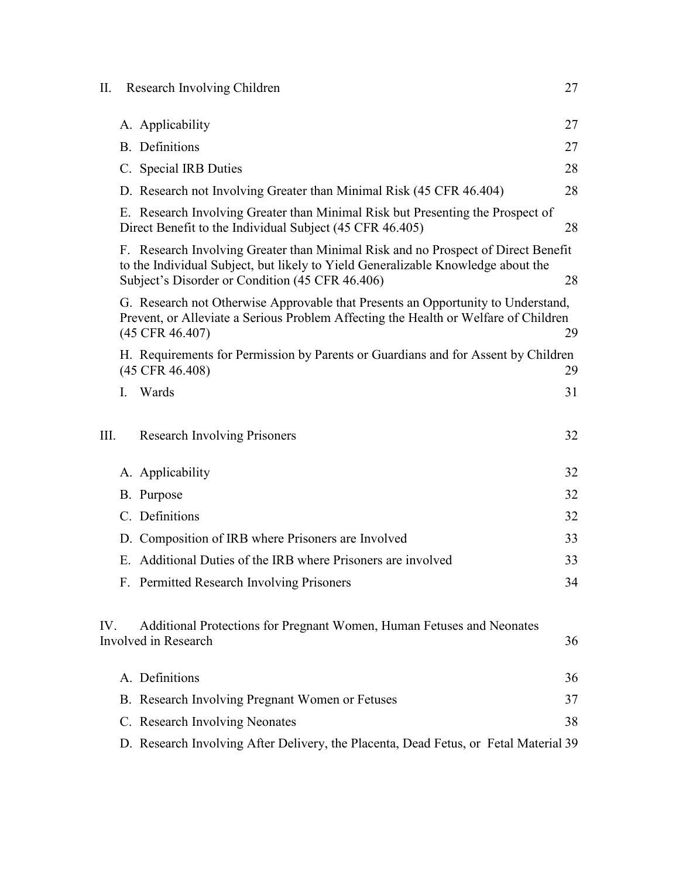II. Research Involving Children 27

- A. Applicability 27
- B. Definitions 27
- C. Special IRB Duties 28
- D. Research not Involving Greater than Minimal Risk (45 CFR 46.404) 28
- E. Research Involving Greater than Minimal Risk but Presenting the Prospect of Direct Benefit to the Individual Subject (45 CFR 46.405) 28
- F. Research Involving Greater than Minimal Risk and no Prospect of Direct Benefit to the Individual Subject, but likely to Yield Generalizable Knowledge about the Subject's Disorder or Condition (45 CFR 46.406) 28
- G. Research not Otherwise Approvable that Presents an Opportunity to Understand, Prevent, or Alleviate a Serious Problem Affecting the Health or Welfare of Children (45 CFR 46.407) 29
- H. Requirements for Permission by Parents or Guardians and for Assent by Children (45 CFR 46.408) 29
- I. Wards 31

III. Research Involving Prisoners 32

- A. Applicability 32
- B. Purpose 32
- C. Definitions 32
- D. Composition of IRB where Prisoners are Involved 33
- E. Additional Duties of the IRB where Prisoners are involved 33
- F. Permitted Research Involving Prisoners 34

IV. Additional Protections for Pregnant Women, Human Fetuses and Neonates Involved in Research 36

- A. Definitions 36
- B. Research Involving Pregnant Women or Fetuses 37
- C. Research Involving Neonates 38
- D. Research Involving After Delivery, the Placenta, Dead Fetus, or Fetal Material 39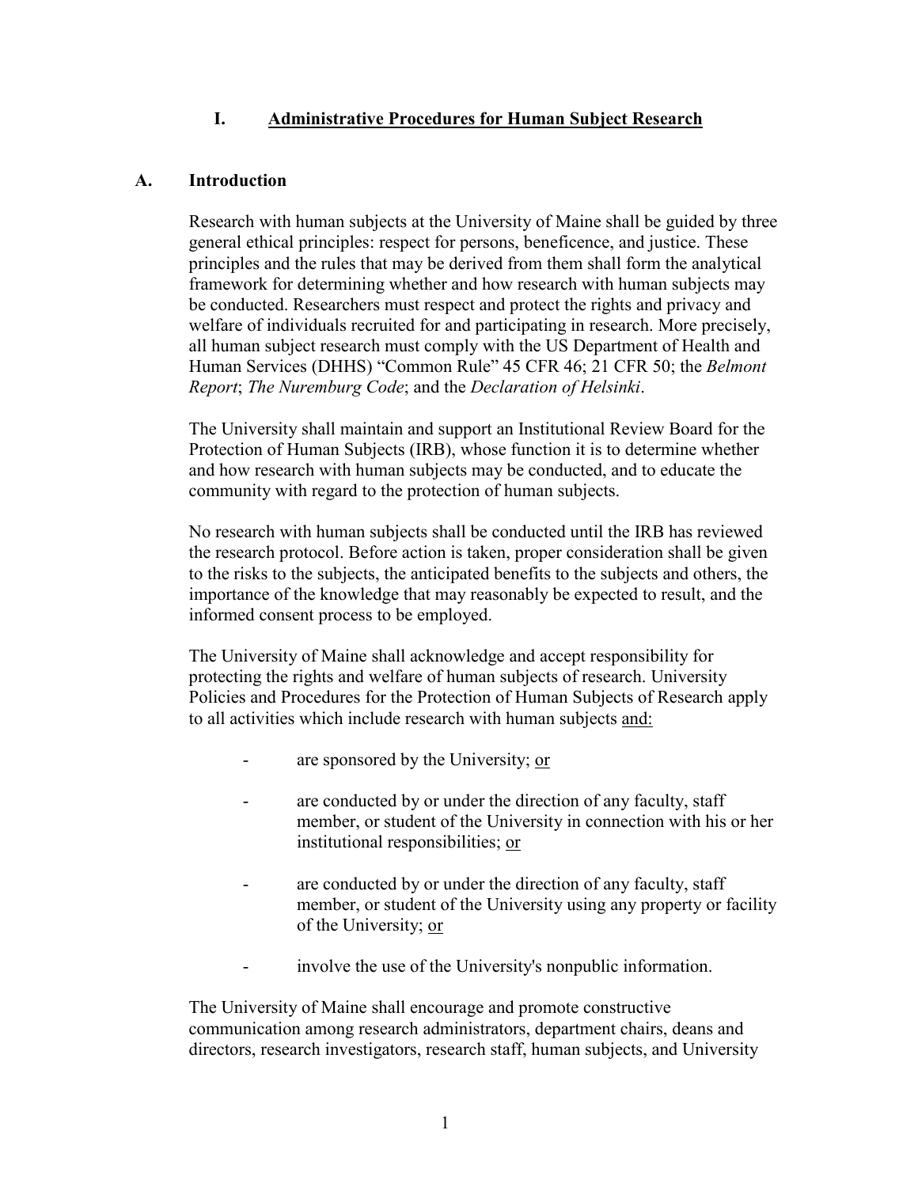# I. <u>Administrative Procedures for Human Subject Research</u>

## A. Introduction

Research with human subjects at the University of Maine shall be guided by three general ethical principles: respect for persons, beneficence, and justice. These principles and the rules that may be derived from them shall form the analytical framework for determining whether and how research with human subjects may be conducted. Researchers must respect and protect the rights and privacy and welfare of individuals recruited for and participating in research. More precisely, all human subject research must comply with the US Department of Health and Human Services (DHHS) "Common Rule" 45 CFR 46; 21 CFR 50; the *Belmont Report*; *The Nuremburg Code*; and the *Declaration of Helsinki*.

The University shall maintain and support an Institutional Review Board for the Protection of Human Subjects (IRB), whose function it is to determine whether and how research with human subjects may be conducted, and to educate the community with regard to the protection of human subjects.

No research with human subjects shall be conducted until the IRB has reviewed the research protocol. Before action is taken, proper consideration shall be given to the risks to the subjects, the anticipated benefits to the subjects and others, the importance of the knowledge that may reasonably be expected to result, and the informed consent process to be employed.

The University of Maine shall acknowledge and accept responsibility for protecting the rights and welfare of human subjects of research. University Policies and Procedures for the Protection of Human Subjects of Research apply to all activities which include research with human subjects <u>and:</u>

- are sponsored by the University; <u>or</u>
- are conducted by or under the direction of any faculty, staff member, or student of the University in connection with his or her institutional responsibilities; <u>or</u>
- are conducted by or under the direction of any faculty, staff member, or student of the University using any property or facility of the University; <u>or</u>
- involve the use of the University's nonpublic information.

The University of Maine shall encourage and promote constructive communication among research administrators, department chairs, deans and directors, research investigators, research staff, human subjects, and University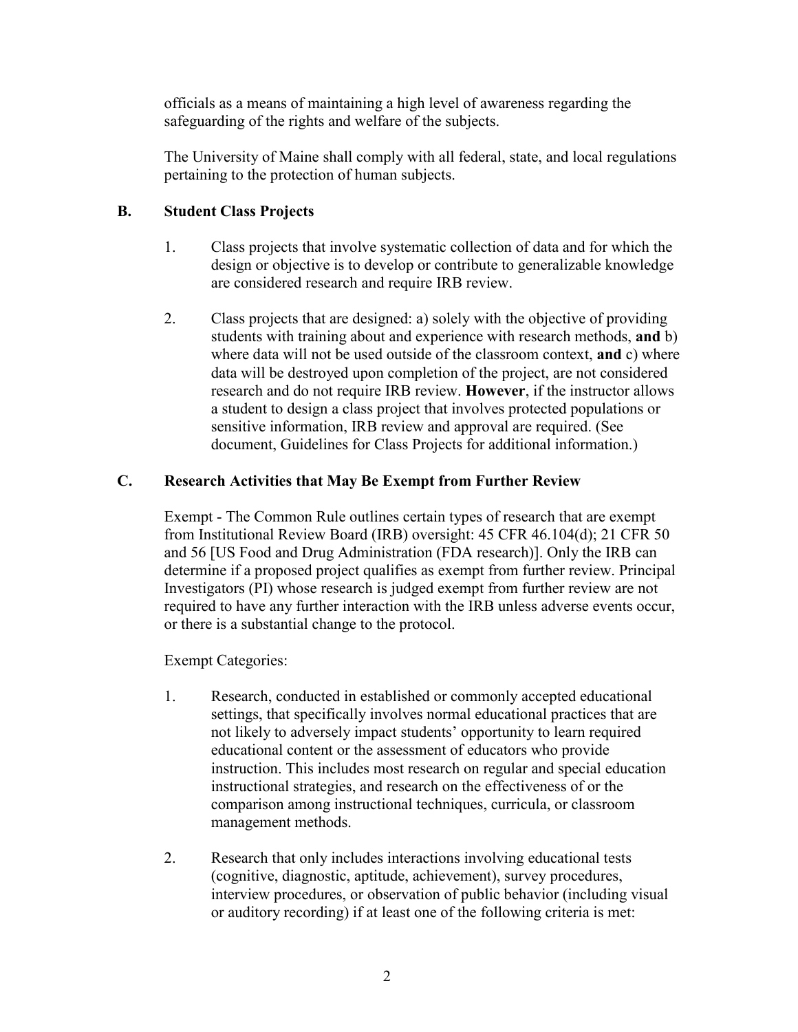officials as a means of maintaining a high level of awareness regarding the safeguarding of the rights and welfare of the subjects.

The University of Maine shall comply with all federal, state, and local regulations pertaining to the protection of human subjects.

### B. Student Class Projects

1. Class projects that involve systematic collection of data and for which the design or objective is to develop or contribute to generalizable knowledge are considered research and require IRB review.

2. Class projects that are designed: a) solely with the objective of providing students with training about and experience with research methods, **and** b) where data will not be used outside of the classroom context, **and** c) where data will be destroyed upon completion of the project, are not considered research and do not require IRB review. **However**, if the instructor allows a student to design a class project that involves protected populations or sensitive information, IRB review and approval are required. (See document, Guidelines for Class Projects for additional information.)

### C. Research Activities that May Be Exempt from Further Review

Exempt - The Common Rule outlines certain types of research that are exempt from Institutional Review Board (IRB) oversight: 45 CFR 46.104(d); 21 CFR 50 and 56 [US Food and Drug Administration (FDA research)]. Only the IRB can determine if a proposed project qualifies as exempt from further review. Principal Investigators (PI) whose research is judged exempt from further review are not required to have any further interaction with the IRB unless adverse events occur, or there is a substantial change to the protocol.

Exempt Categories:

1. Research, conducted in established or commonly accepted educational settings, that specifically involves normal educational practices that are not likely to adversely impact students' opportunity to learn required educational content or the assessment of educators who provide instruction. This includes most research on regular and special education instructional strategies, and research on the effectiveness of or the comparison among instructional techniques, curricula, or classroom management methods.

2. Research that only includes interactions involving educational tests (cognitive, diagnostic, aptitude, achievement), survey procedures, interview procedures, or observation of public behavior (including visual or auditory recording) if at least one of the following criteria is met: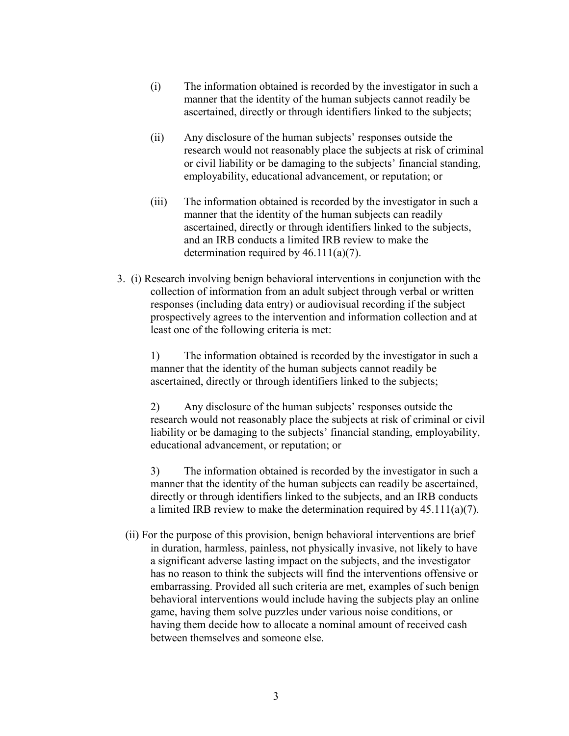(i) The information obtained is recorded by the investigator in such a manner that the identity of the human subjects cannot readily be ascertained, directly or through identifiers linked to the subjects;

(ii) Any disclosure of the human subjects' responses outside the research would not reasonably place the subjects at risk of criminal or civil liability or be damaging to the subjects' financial standing, employability, educational advancement, or reputation; or

(iii) The information obtained is recorded by the investigator in such a manner that the identity of the human subjects can readily ascertained, directly or through identifiers linked to the subjects, and an IRB conducts a limited IRB review to make the determination required by 46.111(a)(7).

3. (i) Research involving benign behavioral interventions in conjunction with the collection of information from an adult subject through verbal or written responses (including data entry) or audiovisual recording if the subject prospectively agrees to the intervention and information collection and at least one of the following criteria is met:

   1) The information obtained is recorded by the investigator in such a manner that the identity of the human subjects cannot readily be ascertained, directly or through identifiers linked to the subjects;

   2) Any disclosure of the human subjects' responses outside the research would not reasonably place the subjects at risk of criminal or civil liability or be damaging to the subjects' financial standing, employability, educational advancement, or reputation; or

   3) The information obtained is recorded by the investigator in such a manner that the identity of the human subjects can readily be ascertained, directly or through identifiers linked to the subjects, and an IRB conducts a limited IRB review to make the determination required by 45.111(a)(7).

   (ii) For the purpose of this provision, benign behavioral interventions are brief in duration, harmless, painless, not physically invasive, not likely to have a significant adverse lasting impact on the subjects, and the investigator has no reason to think the subjects will find the interventions offensive or embarrassing. Provided all such criteria are met, examples of such benign behavioral interventions would include having the subjects play an online game, having them solve puzzles under various noise conditions, or having them decide how to allocate a nominal amount of received cash between themselves and someone else.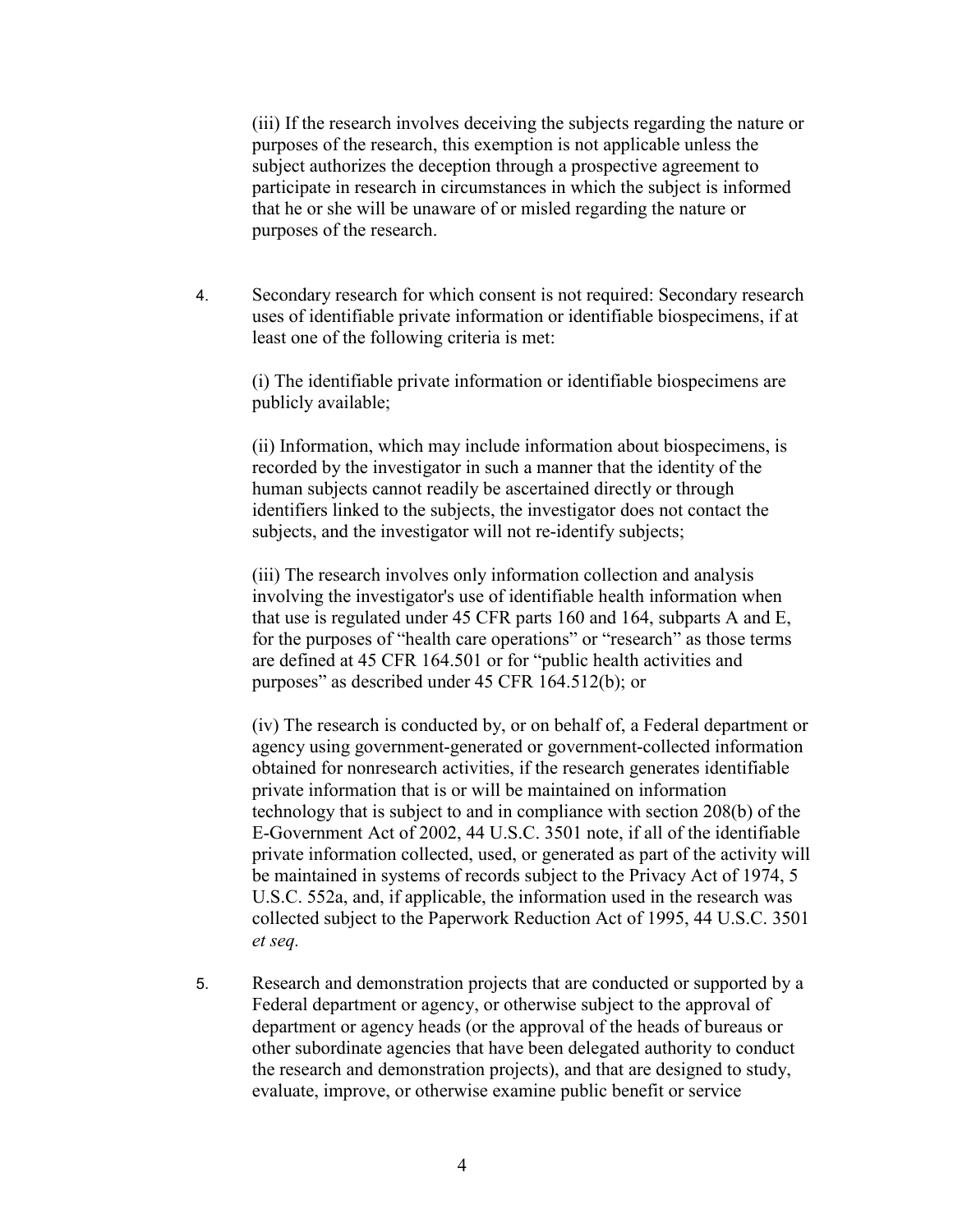(iii) If the research involves deceiving the subjects regarding the nature or purposes of the research, this exemption is not applicable unless the subject authorizes the deception through a prospective agreement to participate in research in circumstances in which the subject is informed that he or she will be unaware of or misled regarding the nature or purposes of the research.

4. Secondary research for which consent is not required: Secondary research uses of identifiable private information or identifiable biospecimens, if at least one of the following criteria is met:

   (i) The identifiable private information or identifiable biospecimens are publicly available;

   (ii) Information, which may include information about biospecimens, is recorded by the investigator in such a manner that the identity of the human subjects cannot readily be ascertained directly or through identifiers linked to the subjects, the investigator does not contact the subjects, and the investigator will not re-identify subjects;

   (iii) The research involves only information collection and analysis involving the investigator's use of identifiable health information when that use is regulated under 45 CFR parts 160 and 164, subparts A and E, for the purposes of "health care operations" or "research" as those terms are defined at 45 CFR 164.501 or for "public health activities and purposes" as described under 45 CFR 164.512(b); or

   (iv) The research is conducted by, or on behalf of, a Federal department or agency using government-generated or government-collected information obtained for nonresearch activities, if the research generates identifiable private information that is or will be maintained on information technology that is subject to and in compliance with section 208(b) of the E-Government Act of 2002, 44 U.S.C. 3501 note, if all of the identifiable private information collected, used, or generated as part of the activity will be maintained in systems of records subject to the Privacy Act of 1974, 5 U.S.C. 552a, and, if applicable, the information used in the research was collected subject to the Paperwork Reduction Act of 1995, 44 U.S.C. 3501 *et seq*.

5. Research and demonstration projects that are conducted or supported by a Federal department or agency, or otherwise subject to the approval of department or agency heads (or the approval of the heads of bureaus or other subordinate agencies that have been delegated authority to conduct the research and demonstration projects), and that are designed to study, evaluate, improve, or otherwise examine public benefit or service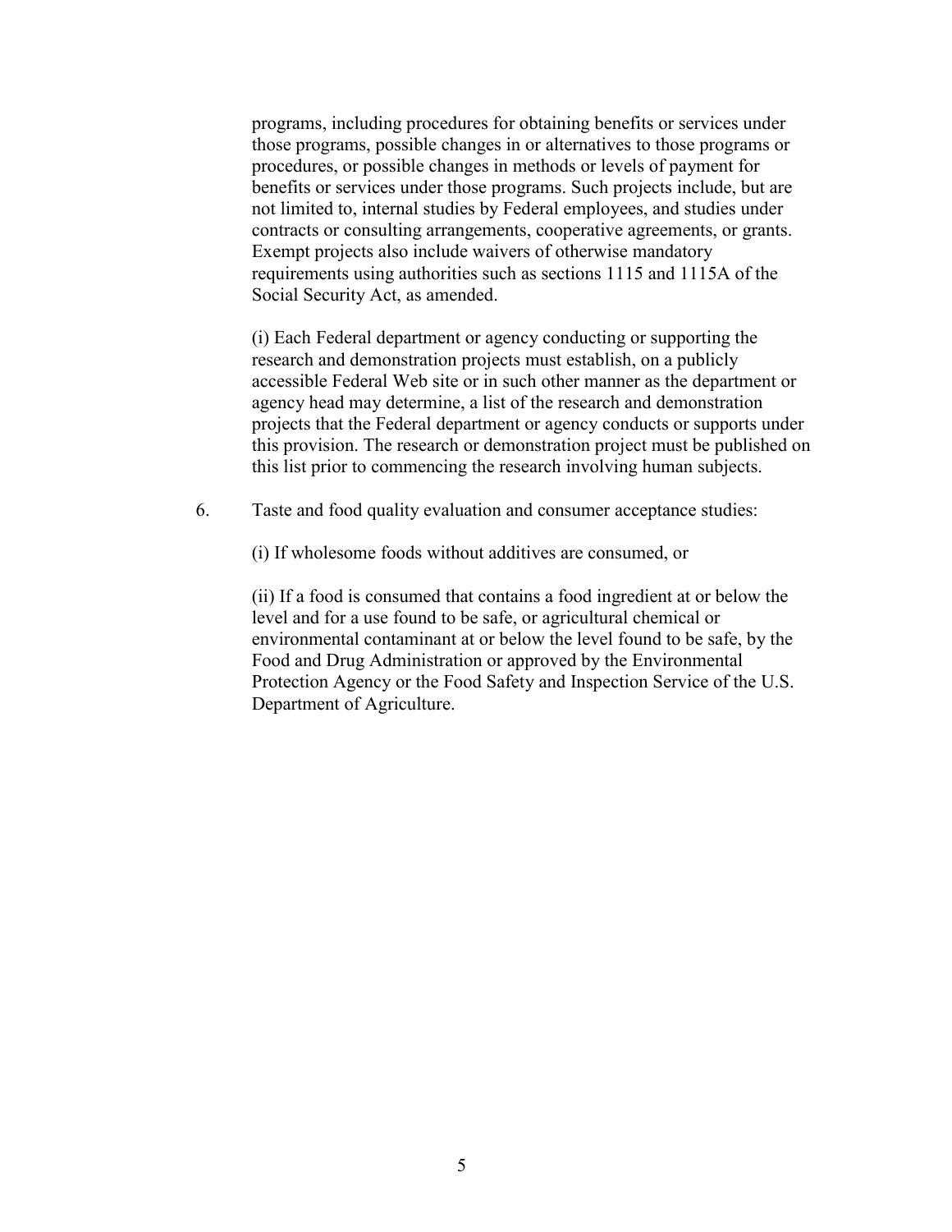programs, including procedures for obtaining benefits or services under those programs, possible changes in or alternatives to those programs or procedures, or possible changes in methods or levels of payment for benefits or services under those programs. Such projects include, but are not limited to, internal studies by Federal employees, and studies under contracts or consulting arrangements, cooperative agreements, or grants. Exempt projects also include waivers of otherwise mandatory requirements using authorities such as sections 1115 and 1115A of the Social Security Act, as amended.

(i) Each Federal department or agency conducting or supporting the research and demonstration projects must establish, on a publicly accessible Federal Web site or in such other manner as the department or agency head may determine, a list of the research and demonstration projects that the Federal department or agency conducts or supports under this provision. The research or demonstration project must be published on this list prior to commencing the research involving human subjects.

6. Taste and food quality evaluation and consumer acceptance studies:

   (i) If wholesome foods without additives are consumed, or

   (ii) If a food is consumed that contains a food ingredient at or below the level and for a use found to be safe, or agricultural chemical or environmental contaminant at or below the level found to be safe, by the Food and Drug Administration or approved by the Environmental Protection Agency or the Food Safety and Inspection Service of the U.S. Department of Agriculture.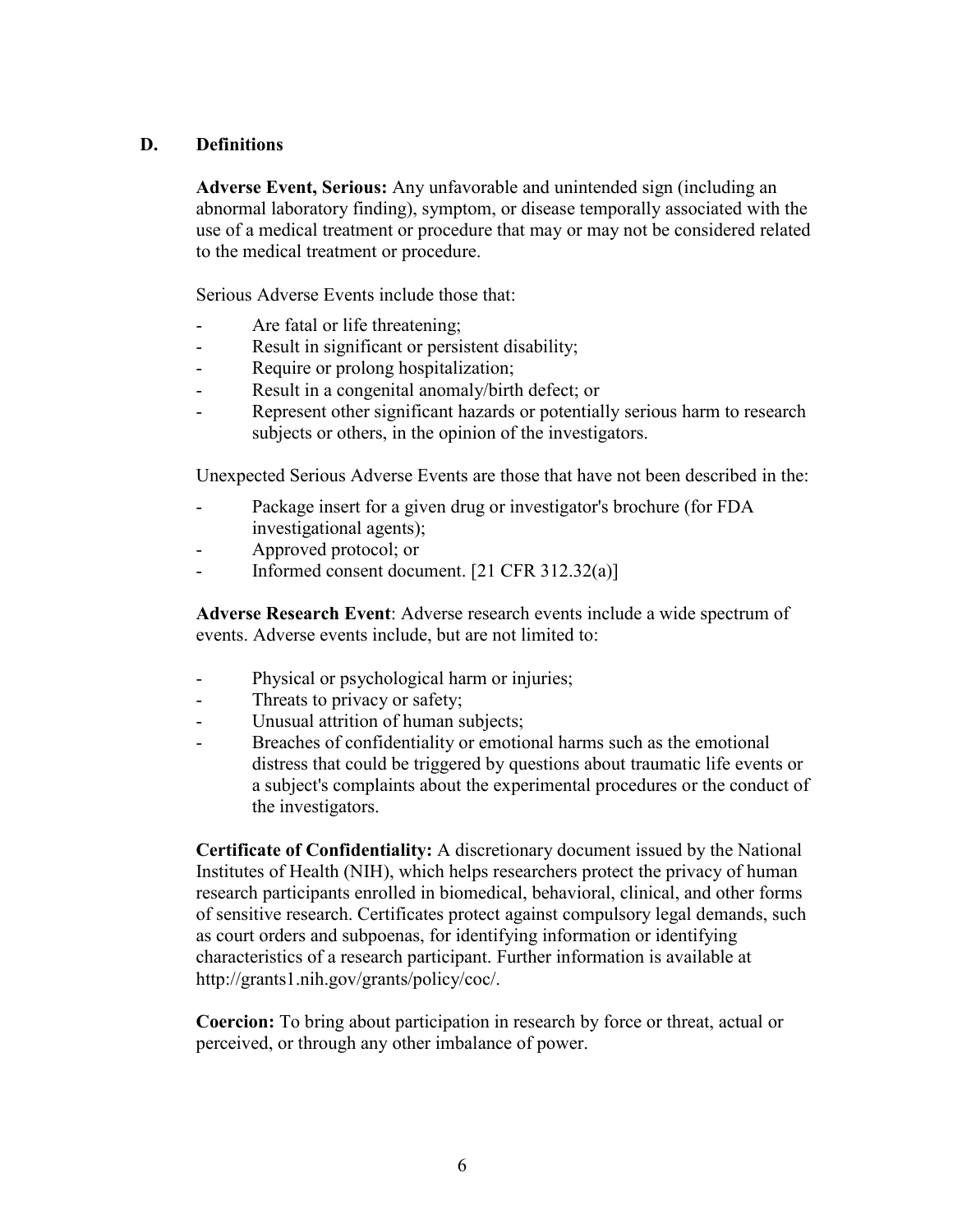## D. Definitions

**Adverse Event, Serious:** Any unfavorable and unintended sign (including an abnormal laboratory finding), symptom, or disease temporally associated with the use of a medical treatment or procedure that may or may not be considered related to the medical treatment or procedure.

Serious Adverse Events include those that:

- Are fatal or life threatening;
- Result in significant or persistent disability;
- Require or prolong hospitalization;
- Result in a congenital anomaly/birth defect; or
- Represent other significant hazards or potentially serious harm to research subjects or others, in the opinion of the investigators.

Unexpected Serious Adverse Events are those that have not been described in the:

- Package insert for a given drug or investigator's brochure (for FDA investigational agents);
- Approved protocol; or
- Informed consent document. [21 CFR 312.32(a)]

**Adverse Research Event**: Adverse research events include a wide spectrum of events. Adverse events include, but are not limited to:

- Physical or psychological harm or injuries;
- Threats to privacy or safety;
- Unusual attrition of human subjects;
- Breaches of confidentiality or emotional harms such as the emotional distress that could be triggered by questions about traumatic life events or a subject's complaints about the experimental procedures or the conduct of the investigators.

**Certificate of Confidentiality:** A discretionary document issued by the National Institutes of Health (NIH), which helps researchers protect the privacy of human research participants enrolled in biomedical, behavioral, clinical, and other forms of sensitive research. Certificates protect against compulsory legal demands, such as court orders and subpoenas, for identifying information or identifying characteristics of a research participant. Further information is available at http://grants1.nih.gov/grants/policy/coc/.

**Coercion:** To bring about participation in research by force or threat, actual or perceived, or through any other imbalance of power.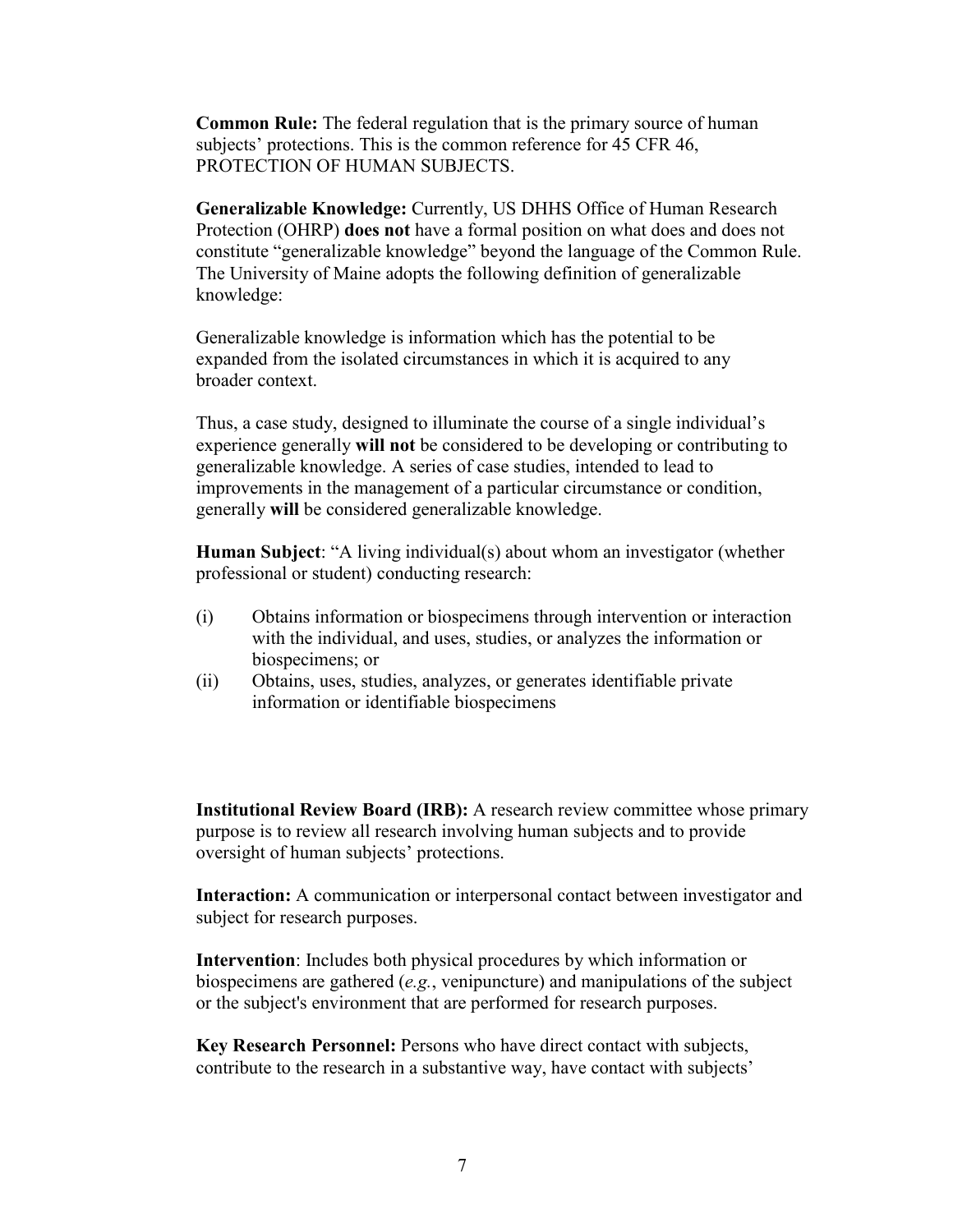**Common Rule:** The federal regulation that is the primary source of human subjects' protections. This is the common reference for 45 CFR 46, PROTECTION OF HUMAN SUBJECTS.

**Generalizable Knowledge:** Currently, US DHHS Office of Human Research Protection (OHRP) **does not** have a formal position on what does and does not constitute "generalizable knowledge" beyond the language of the Common Rule. The University of Maine adopts the following definition of generalizable knowledge:

Generalizable knowledge is information which has the potential to be expanded from the isolated circumstances in which it is acquired to any broader context.

Thus, a case study, designed to illuminate the course of a single individual's experience generally **will not** be considered to be developing or contributing to generalizable knowledge. A series of case studies, intended to lead to improvements in the management of a particular circumstance or condition, generally **will** be considered generalizable knowledge.

**Human Subject**: "A living individual(s) about whom an investigator (whether professional or student) conducting research:

(i) Obtains information or biospecimens through intervention or interaction with the individual, and uses, studies, or analyzes the information or biospecimens; or

(ii) Obtains, uses, studies, analyzes, or generates identifiable private information or identifiable biospecimens

**Institutional Review Board (IRB):** A research review committee whose primary purpose is to review all research involving human subjects and to provide oversight of human subjects' protections.

**Interaction:** A communication or interpersonal contact between investigator and subject for research purposes.

**Intervention**: Includes both physical procedures by which information or biospecimens are gathered (*e.g.*, venipuncture) and manipulations of the subject or the subject's environment that are performed for research purposes.

**Key Research Personnel:** Persons who have direct contact with subjects, contribute to the research in a substantive way, have contact with subjects'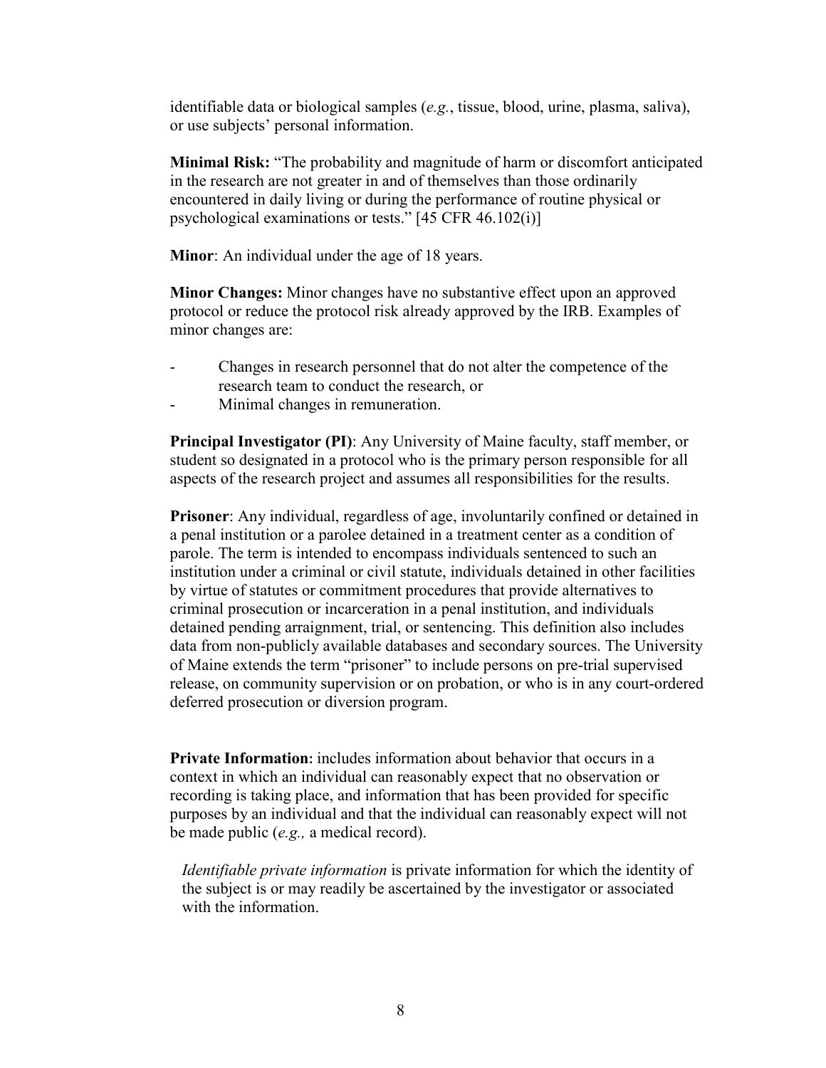identifiable data or biological samples (*e.g.*, tissue, blood, urine, plasma, saliva), or use subjects' personal information.

**Minimal Risk:** "The probability and magnitude of harm or discomfort anticipated in the research are not greater in and of themselves than those ordinarily encountered in daily living or during the performance of routine physical or psychological examinations or tests." [45 CFR 46.102(i)]

**Minor**: An individual under the age of 18 years.

**Minor Changes:** Minor changes have no substantive effect upon an approved protocol or reduce the protocol risk already approved by the IRB. Examples of minor changes are:

- Changes in research personnel that do not alter the competence of the research team to conduct the research, or
- Minimal changes in remuneration.

**Principal Investigator (PI)**: Any University of Maine faculty, staff member, or student so designated in a protocol who is the primary person responsible for all aspects of the research project and assumes all responsibilities for the results.

**Prisoner**: Any individual, regardless of age, involuntarily confined or detained in a penal institution or a parolee detained in a treatment center as a condition of parole. The term is intended to encompass individuals sentenced to such an institution under a criminal or civil statute, individuals detained in other facilities by virtue of statutes or commitment procedures that provide alternatives to criminal prosecution or incarceration in a penal institution, and individuals detained pending arraignment, trial, or sentencing. This definition also includes data from non-publicly available databases and secondary sources. The University of Maine extends the term "prisoner" to include persons on pre-trial supervised release, on community supervision or on probation, or who is in any court-ordered deferred prosecution or diversion program.

**Private Information:** includes information about behavior that occurs in a context in which an individual can reasonably expect that no observation or recording is taking place, and information that has been provided for specific purposes by an individual and that the individual can reasonably expect will not be made public (*e.g.,* a medical record).

*Identifiable private information* is private information for which the identity of the subject is or may readily be ascertained by the investigator or associated with the information.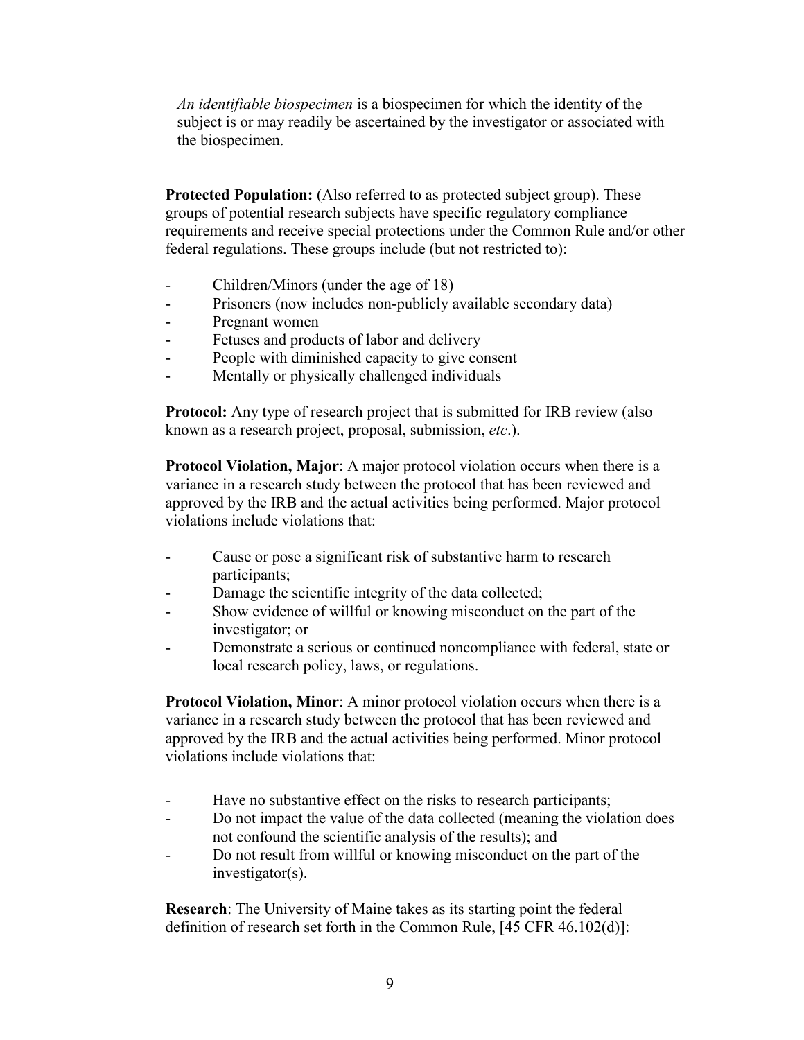*An identifiable biospecimen* is a biospecimen for which the identity of the subject is or may readily be ascertained by the investigator or associated with the biospecimen.

**Protected Population:** (Also referred to as protected subject group). These groups of potential research subjects have specific regulatory compliance requirements and receive special protections under the Common Rule and/or other federal regulations. These groups include (but not restricted to):

- Children/Minors (under the age of 18)
- Prisoners (now includes non-publicly available secondary data)
- Pregnant women
- Fetuses and products of labor and delivery
- People with diminished capacity to give consent
- Mentally or physically challenged individuals

**Protocol:** Any type of research project that is submitted for IRB review (also known as a research project, proposal, submission, *etc*.).

**Protocol Violation, Major**: A major protocol violation occurs when there is a variance in a research study between the protocol that has been reviewed and approved by the IRB and the actual activities being performed. Major protocol violations include violations that:

- Cause or pose a significant risk of substantive harm to research participants;
- Damage the scientific integrity of the data collected;
- Show evidence of willful or knowing misconduct on the part of the investigator; or
- Demonstrate a serious or continued noncompliance with federal, state or local research policy, laws, or regulations.

**Protocol Violation, Minor**: A minor protocol violation occurs when there is a variance in a research study between the protocol that has been reviewed and approved by the IRB and the actual activities being performed. Minor protocol violations include violations that:

- Have no substantive effect on the risks to research participants;
- Do not impact the value of the data collected (meaning the violation does not confound the scientific analysis of the results); and
- Do not result from willful or knowing misconduct on the part of the investigator(s).

**Research**: The University of Maine takes as its starting point the federal definition of research set forth in the Common Rule, [45 CFR 46.102(d)]: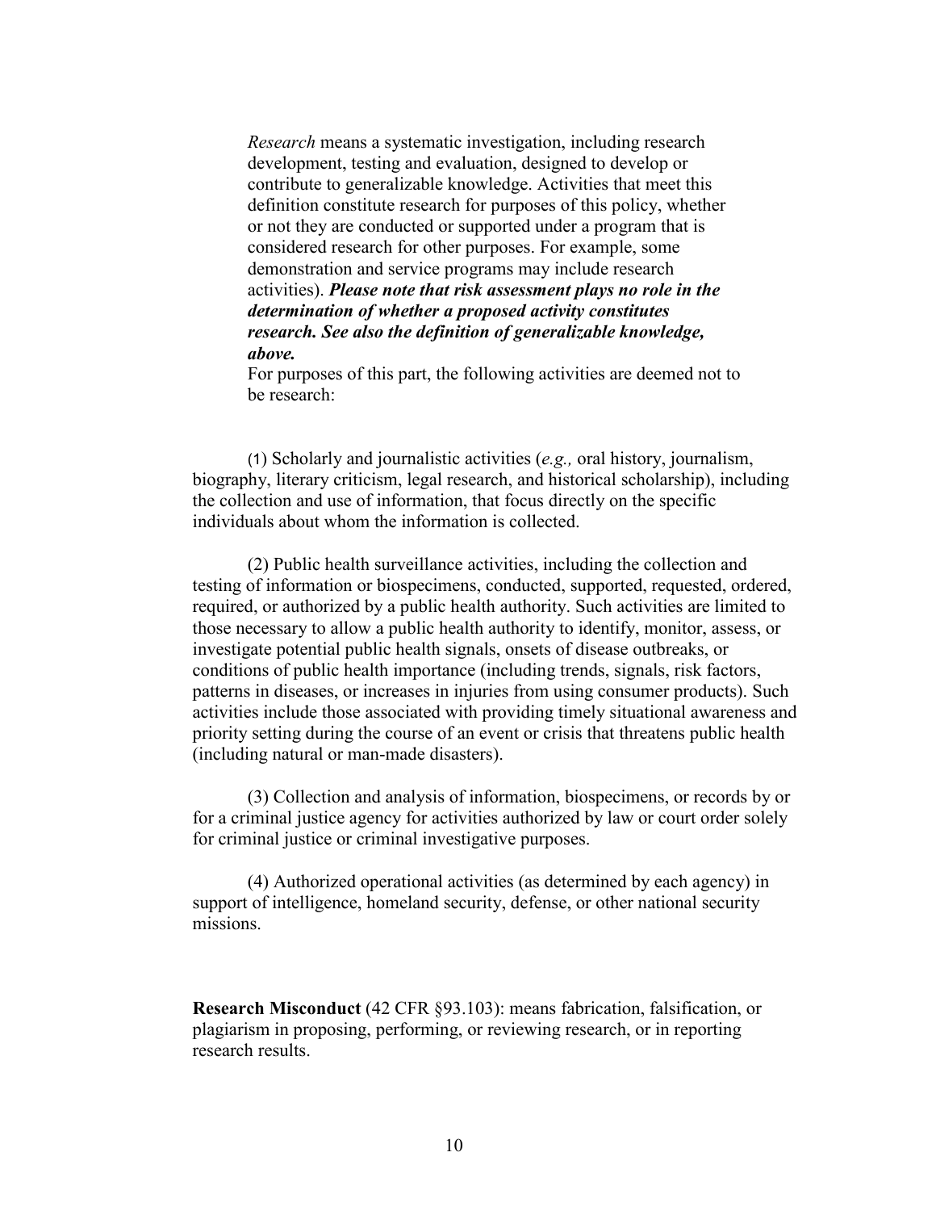*Research* means a systematic investigation, including research development, testing and evaluation, designed to develop or contribute to generalizable knowledge. Activities that meet this definition constitute research for purposes of this policy, whether or not they are conducted or supported under a program that is considered research for other purposes. For example, some demonstration and service programs may include research activities). ***Please note that risk assessment plays no role in the determination of whether a proposed activity constitutes research. See also the definition of generalizable knowledge, above.***

For purposes of this part, the following activities are deemed not to be research:

(1) Scholarly and journalistic activities (*e.g.,* oral history, journalism, biography, literary criticism, legal research, and historical scholarship), including the collection and use of information, that focus directly on the specific individuals about whom the information is collected.

(2) Public health surveillance activities, including the collection and testing of information or biospecimens, conducted, supported, requested, ordered, required, or authorized by a public health authority. Such activities are limited to those necessary to allow a public health authority to identify, monitor, assess, or investigate potential public health signals, onsets of disease outbreaks, or conditions of public health importance (including trends, signals, risk factors, patterns in diseases, or increases in injuries from using consumer products). Such activities include those associated with providing timely situational awareness and priority setting during the course of an event or crisis that threatens public health (including natural or man-made disasters).

(3) Collection and analysis of information, biospecimens, or records by or for a criminal justice agency for activities authorized by law or court order solely for criminal justice or criminal investigative purposes.

(4) Authorized operational activities (as determined by each agency) in support of intelligence, homeland security, defense, or other national security missions.

**Research Misconduct** (42 CFR §93.103): means fabrication, falsification, or plagiarism in proposing, performing, or reviewing research, or in reporting research results.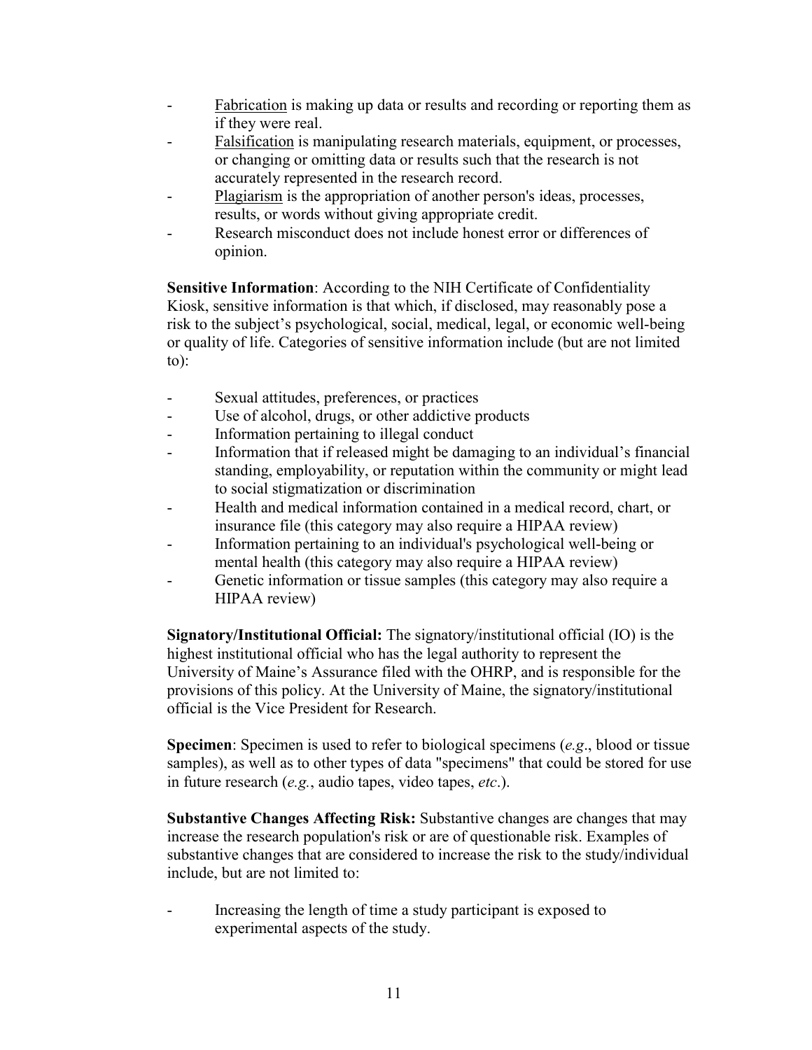- <u>Fabrication</u> is making up data or results and recording or reporting them as if they were real.
- <u>Falsification</u> is manipulating research materials, equipment, or processes, or changing or omitting data or results such that the research is not accurately represented in the research record.
- <u>Plagiarism</u> is the appropriation of another person's ideas, processes, results, or words without giving appropriate credit.
- Research misconduct does not include honest error or differences of opinion.

**Sensitive Information**: According to the NIH Certificate of Confidentiality Kiosk, sensitive information is that which, if disclosed, may reasonably pose a risk to the subject's psychological, social, medical, legal, or economic well-being or quality of life. Categories of sensitive information include (but are not limited to):

- Sexual attitudes, preferences, or practices
- Use of alcohol, drugs, or other addictive products
- Information pertaining to illegal conduct
- Information that if released might be damaging to an individual's financial standing, employability, or reputation within the community or might lead to social stigmatization or discrimination
- Health and medical information contained in a medical record, chart, or insurance file (this category may also require a HIPAA review)
- Information pertaining to an individual's psychological well-being or mental health (this category may also require a HIPAA review)
- Genetic information or tissue samples (this category may also require a HIPAA review)

**Signatory/Institutional Official:** The signatory/institutional official (IO) is the highest institutional official who has the legal authority to represent the University of Maine's Assurance filed with the OHRP, and is responsible for the provisions of this policy. At the University of Maine, the signatory/institutional official is the Vice President for Research.

**Specimen**: Specimen is used to refer to biological specimens (*e.g*., blood or tissue samples), as well as to other types of data "specimens" that could be stored for use in future research (*e.g.*, audio tapes, video tapes, *etc*.).

**Substantive Changes Affecting Risk:** Substantive changes are changes that may increase the research population's risk or are of questionable risk. Examples of substantive changes that are considered to increase the risk to the study/individual include, but are not limited to:

- Increasing the length of time a study participant is exposed to experimental aspects of the study.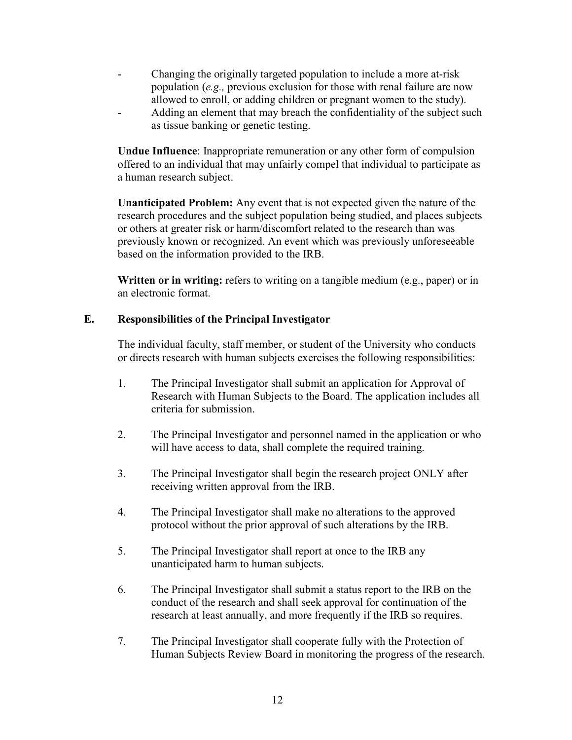- Changing the originally targeted population to include a more at-risk population (*e.g.,* previous exclusion for those with renal failure are now allowed to enroll, or adding children or pregnant women to the study).
- Adding an element that may breach the confidentiality of the subject such as tissue banking or genetic testing.

**Undue Influence**: Inappropriate remuneration or any other form of compulsion offered to an individual that may unfairly compel that individual to participate as a human research subject.

**Unanticipated Problem:** Any event that is not expected given the nature of the research procedures and the subject population being studied, and places subjects or others at greater risk or harm/discomfort related to the research than was previously known or recognized. An event which was previously unforeseeable based on the information provided to the IRB.

**Written or in writing:** refers to writing on a tangible medium (e.g., paper) or in an electronic format.

## E. Responsibilities of the Principal Investigator

The individual faculty, staff member, or student of the University who conducts or directs research with human subjects exercises the following responsibilities:

1. The Principal Investigator shall submit an application for Approval of Research with Human Subjects to the Board. The application includes all criteria for submission.

2. The Principal Investigator and personnel named in the application or who will have access to data, shall complete the required training.

3. The Principal Investigator shall begin the research project ONLY after receiving written approval from the IRB.

4. The Principal Investigator shall make no alterations to the approved protocol without the prior approval of such alterations by the IRB.

5. The Principal Investigator shall report at once to the IRB any unanticipated harm to human subjects.

6. The Principal Investigator shall submit a status report to the IRB on the conduct of the research and shall seek approval for continuation of the research at least annually, and more frequently if the IRB so requires.

7. The Principal Investigator shall cooperate fully with the Protection of Human Subjects Review Board in monitoring the progress of the research.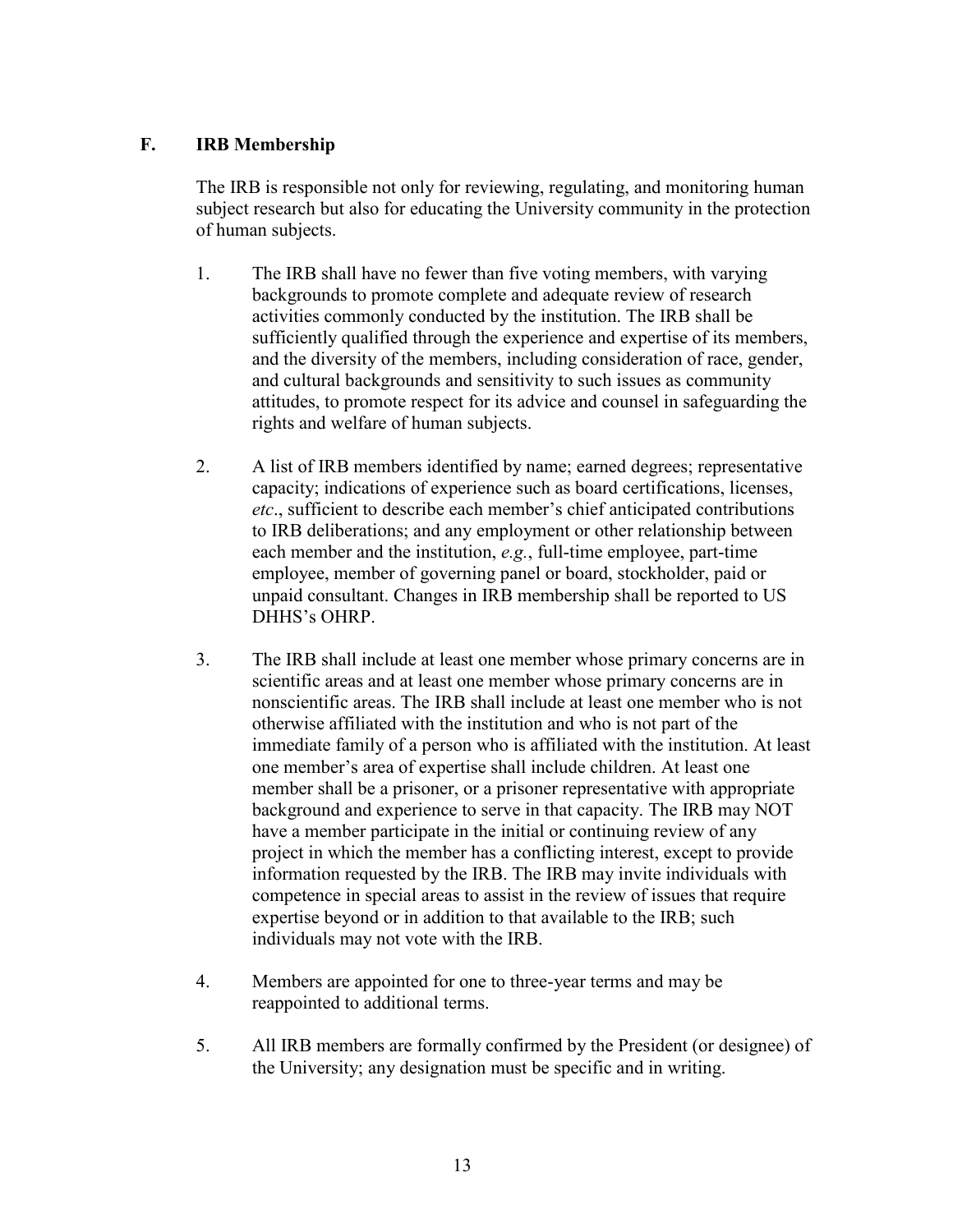### F. IRB Membership

The IRB is responsible not only for reviewing, regulating, and monitoring human subject research but also for educating the University community in the protection of human subjects.

1. The IRB shall have no fewer than five voting members, with varying backgrounds to promote complete and adequate review of research activities commonly conducted by the institution. The IRB shall be sufficiently qualified through the experience and expertise of its members, and the diversity of the members, including consideration of race, gender, and cultural backgrounds and sensitivity to such issues as community attitudes, to promote respect for its advice and counsel in safeguarding the rights and welfare of human subjects.

2. A list of IRB members identified by name; earned degrees; representative capacity; indications of experience such as board certifications, licenses, *etc*., sufficient to describe each member's chief anticipated contributions to IRB deliberations; and any employment or other relationship between each member and the institution, *e.g.*, full-time employee, part-time employee, member of governing panel or board, stockholder, paid or unpaid consultant. Changes in IRB membership shall be reported to US DHHS's OHRP.

3. The IRB shall include at least one member whose primary concerns are in scientific areas and at least one member whose primary concerns are in nonscientific areas. The IRB shall include at least one member who is not otherwise affiliated with the institution and who is not part of the immediate family of a person who is affiliated with the institution. At least one member's area of expertise shall include children. At least one member shall be a prisoner, or a prisoner representative with appropriate background and experience to serve in that capacity. The IRB may NOT have a member participate in the initial or continuing review of any project in which the member has a conflicting interest, except to provide information requested by the IRB. The IRB may invite individuals with competence in special areas to assist in the review of issues that require expertise beyond or in addition to that available to the IRB; such individuals may not vote with the IRB.

4. Members are appointed for one to three-year terms and may be reappointed to additional terms.

5. All IRB members are formally confirmed by the President (or designee) of the University; any designation must be specific and in writing.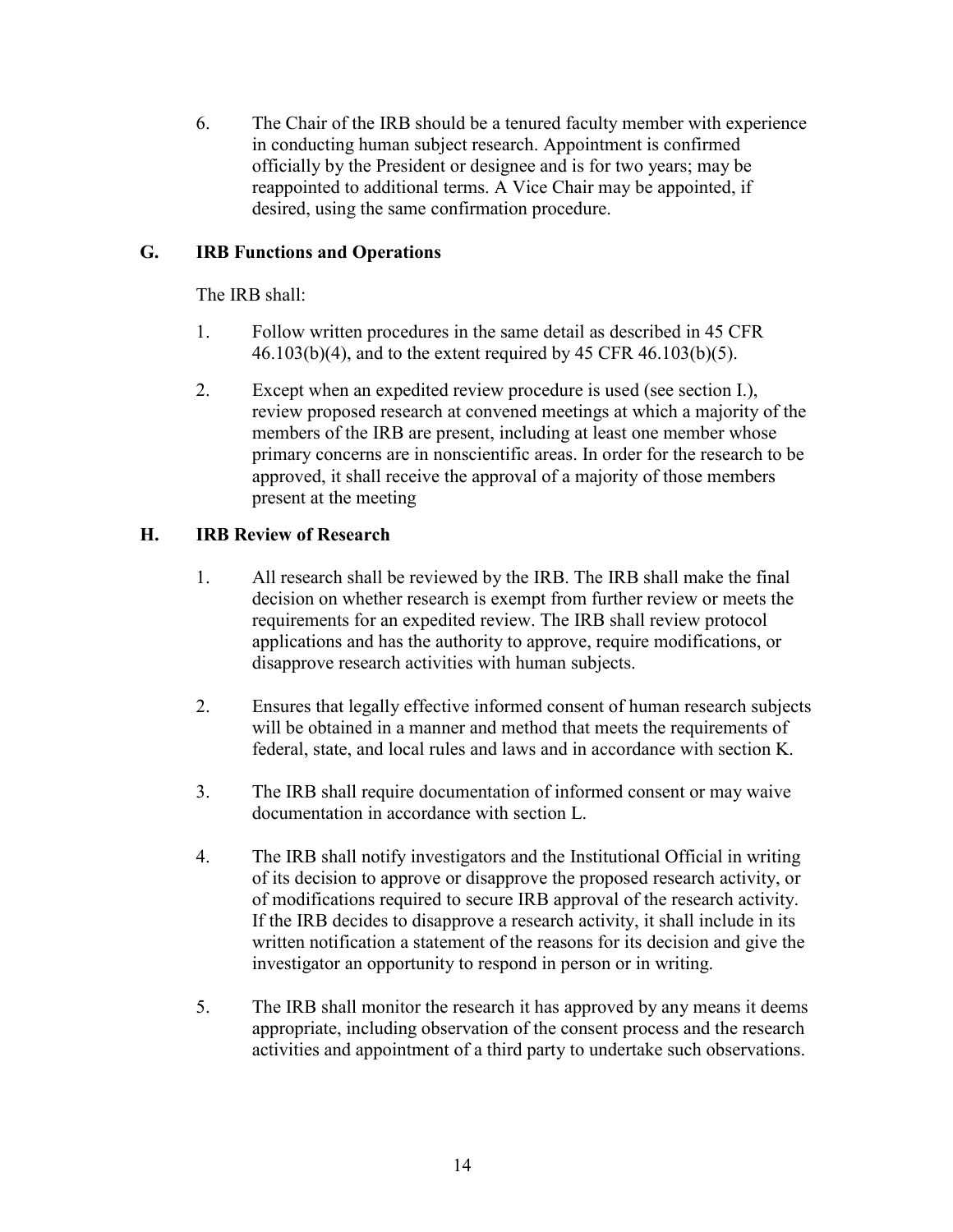6. The Chair of the IRB should be a tenured faculty member with experience in conducting human subject research. Appointment is confirmed officially by the President or designee and is for two years; may be reappointed to additional terms. A Vice Chair may be appointed, if desired, using the same confirmation procedure.

## G. IRB Functions and Operations

The IRB shall:

1. Follow written procedures in the same detail as described in 45 CFR 46.103(b)(4), and to the extent required by 45 CFR 46.103(b)(5).

2. Except when an expedited review procedure is used (see section I.), review proposed research at convened meetings at which a majority of the members of the IRB are present, including at least one member whose primary concerns are in nonscientific areas. In order for the research to be approved, it shall receive the approval of a majority of those members present at the meeting

## H. IRB Review of Research

1. All research shall be reviewed by the IRB. The IRB shall make the final decision on whether research is exempt from further review or meets the requirements for an expedited review. The IRB shall review protocol applications and has the authority to approve, require modifications, or disapprove research activities with human subjects.

2. Ensures that legally effective informed consent of human research subjects will be obtained in a manner and method that meets the requirements of federal, state, and local rules and laws and in accordance with section K.

3. The IRB shall require documentation of informed consent or may waive documentation in accordance with section L.

4. The IRB shall notify investigators and the Institutional Official in writing of its decision to approve or disapprove the proposed research activity, or of modifications required to secure IRB approval of the research activity. If the IRB decides to disapprove a research activity, it shall include in its written notification a statement of the reasons for its decision and give the investigator an opportunity to respond in person or in writing.

5. The IRB shall monitor the research it has approved by any means it deems appropriate, including observation of the consent process and the research activities and appointment of a third party to undertake such observations.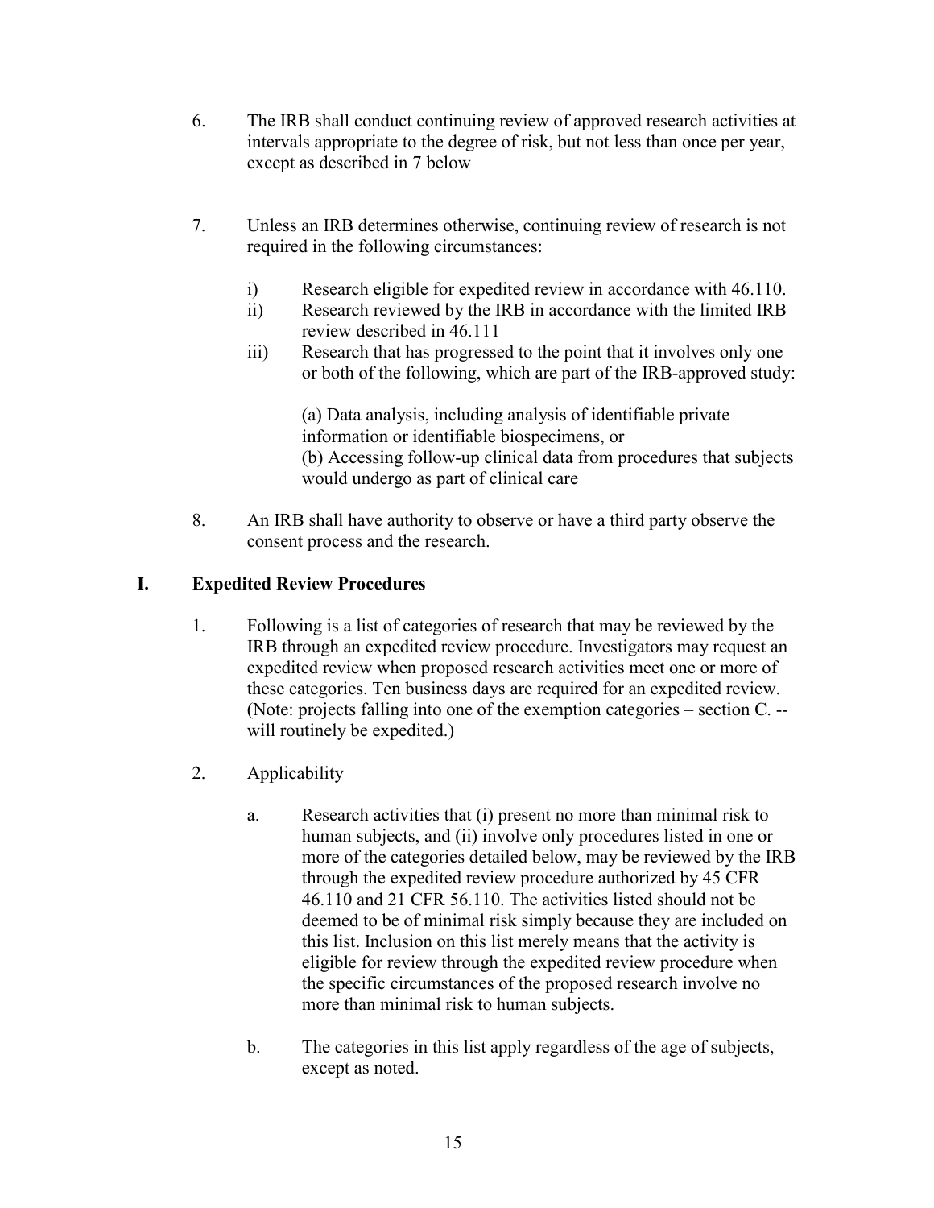6. The IRB shall conduct continuing review of approved research activities at intervals appropriate to the degree of risk, but not less than once per year, except as described in 7 below

7. Unless an IRB determines otherwise, continuing review of research is not required in the following circumstances:

   i) Research eligible for expedited review in accordance with 46.110.
   ii) Research reviewed by the IRB in accordance with the limited IRB review described in 46.111
   iii) Research that has progressed to the point that it involves only one or both of the following, which are part of the IRB-approved study:

      (a) Data analysis, including analysis of identifiable private information or identifiable biospecimens, or
      (b) Accessing follow-up clinical data from procedures that subjects would undergo as part of clinical care

8. An IRB shall have authority to observe or have a third party observe the consent process and the research.

## I. Expedited Review Procedures

1. Following is a list of categories of research that may be reviewed by the IRB through an expedited review procedure. Investigators may request an expedited review when proposed research activities meet one or more of these categories. Ten business days are required for an expedited review. (Note: projects falling into one of the exemption categories – section C. -- will routinely be expedited.)

2. Applicability

   a. Research activities that (i) present no more than minimal risk to human subjects, and (ii) involve only procedures listed in one or more of the categories detailed below, may be reviewed by the IRB through the expedited review procedure authorized by 45 CFR 46.110 and 21 CFR 56.110. The activities listed should not be deemed to be of minimal risk simply because they are included on this list. Inclusion on this list merely means that the activity is eligible for review through the expedited review procedure when the specific circumstances of the proposed research involve no more than minimal risk to human subjects.

   b. The categories in this list apply regardless of the age of subjects, except as noted.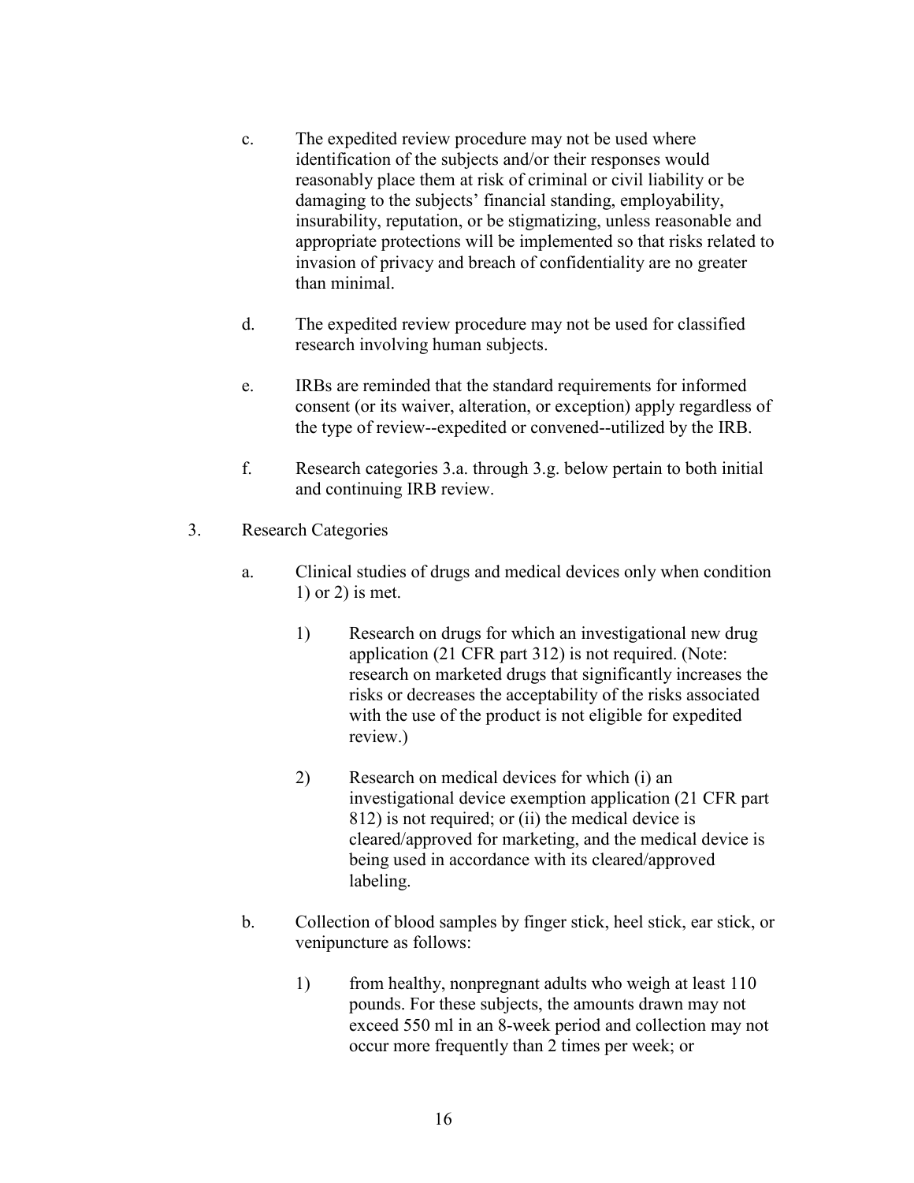c. The expedited review procedure may not be used where identification of the subjects and/or their responses would reasonably place them at risk of criminal or civil liability or be damaging to the subjects' financial standing, employability, insurability, reputation, or be stigmatizing, unless reasonable and appropriate protections will be implemented so that risks related to invasion of privacy and breach of confidentiality are no greater than minimal.

d. The expedited review procedure may not be used for classified research involving human subjects.

e. IRBs are reminded that the standard requirements for informed consent (or its waiver, alteration, or exception) apply regardless of the type of review--expedited or convened--utilized by the IRB.

f. Research categories 3.a. through 3.g. below pertain to both initial and continuing IRB review.

3. Research Categories

   a. Clinical studies of drugs and medical devices only when condition 1) or 2) is met.

      1) Research on drugs for which an investigational new drug application (21 CFR part 312) is not required. (Note: research on marketed drugs that significantly increases the risks or decreases the acceptability of the risks associated with the use of the product is not eligible for expedited review.)

      2) Research on medical devices for which (i) an investigational device exemption application (21 CFR part 812) is not required; or (ii) the medical device is cleared/approved for marketing, and the medical device is being used in accordance with its cleared/approved labeling.

   b. Collection of blood samples by finger stick, heel stick, ear stick, or venipuncture as follows:

      1) from healthy, nonpregnant adults who weigh at least 110 pounds. For these subjects, the amounts drawn may not exceed 550 ml in an 8-week period and collection may not occur more frequently than 2 times per week; or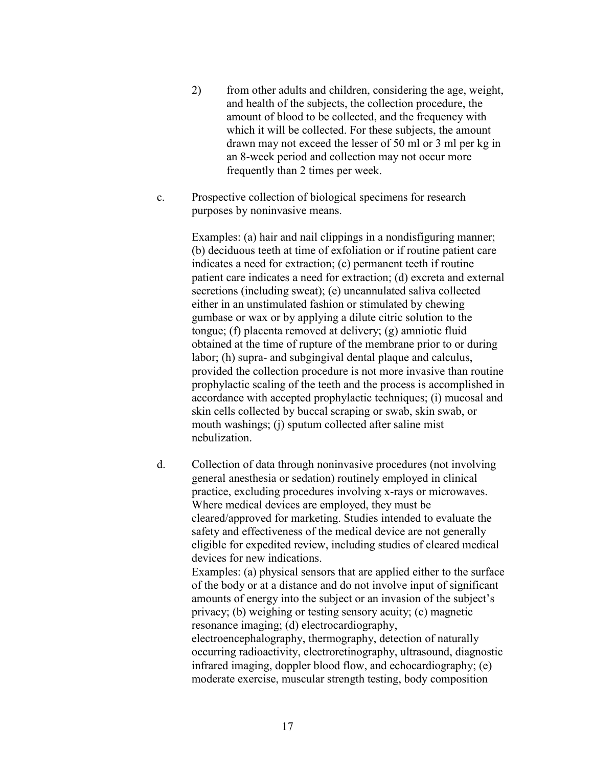2) from other adults and children, considering the age, weight, and health of the subjects, the collection procedure, the amount of blood to be collected, and the frequency with which it will be collected. For these subjects, the amount drawn may not exceed the lesser of 50 ml or 3 ml per kg in an 8-week period and collection may not occur more frequently than 2 times per week.

c. Prospective collection of biological specimens for research purposes by noninvasive means.

   Examples: (a) hair and nail clippings in a nondisfiguring manner; (b) deciduous teeth at time of exfoliation or if routine patient care indicates a need for extraction; (c) permanent teeth if routine patient care indicates a need for extraction; (d) excreta and external secretions (including sweat); (e) uncannulated saliva collected either in an unstimulated fashion or stimulated by chewing gumbase or wax or by applying a dilute citric solution to the tongue; (f) placenta removed at delivery; (g) amniotic fluid obtained at the time of rupture of the membrane prior to or during labor; (h) supra- and subgingival dental plaque and calculus, provided the collection procedure is not more invasive than routine prophylactic scaling of the teeth and the process is accomplished in accordance with accepted prophylactic techniques; (i) mucosal and skin cells collected by buccal scraping or swab, skin swab, or mouth washings; (j) sputum collected after saline mist nebulization.

d. Collection of data through noninvasive procedures (not involving general anesthesia or sedation) routinely employed in clinical practice, excluding procedures involving x-rays or microwaves. Where medical devices are employed, they must be cleared/approved for marketing. Studies intended to evaluate the safety and effectiveness of the medical device are not generally eligible for expedited review, including studies of cleared medical devices for new indications.

   Examples: (a) physical sensors that are applied either to the surface of the body or at a distance and do not involve input of significant amounts of energy into the subject or an invasion of the subject's privacy; (b) weighing or testing sensory acuity; (c) magnetic resonance imaging; (d) electrocardiography, electroencephalography, thermography, detection of naturally occurring radioactivity, electroretinography, ultrasound, diagnostic infrared imaging, doppler blood flow, and echocardiography; (e) moderate exercise, muscular strength testing, body composition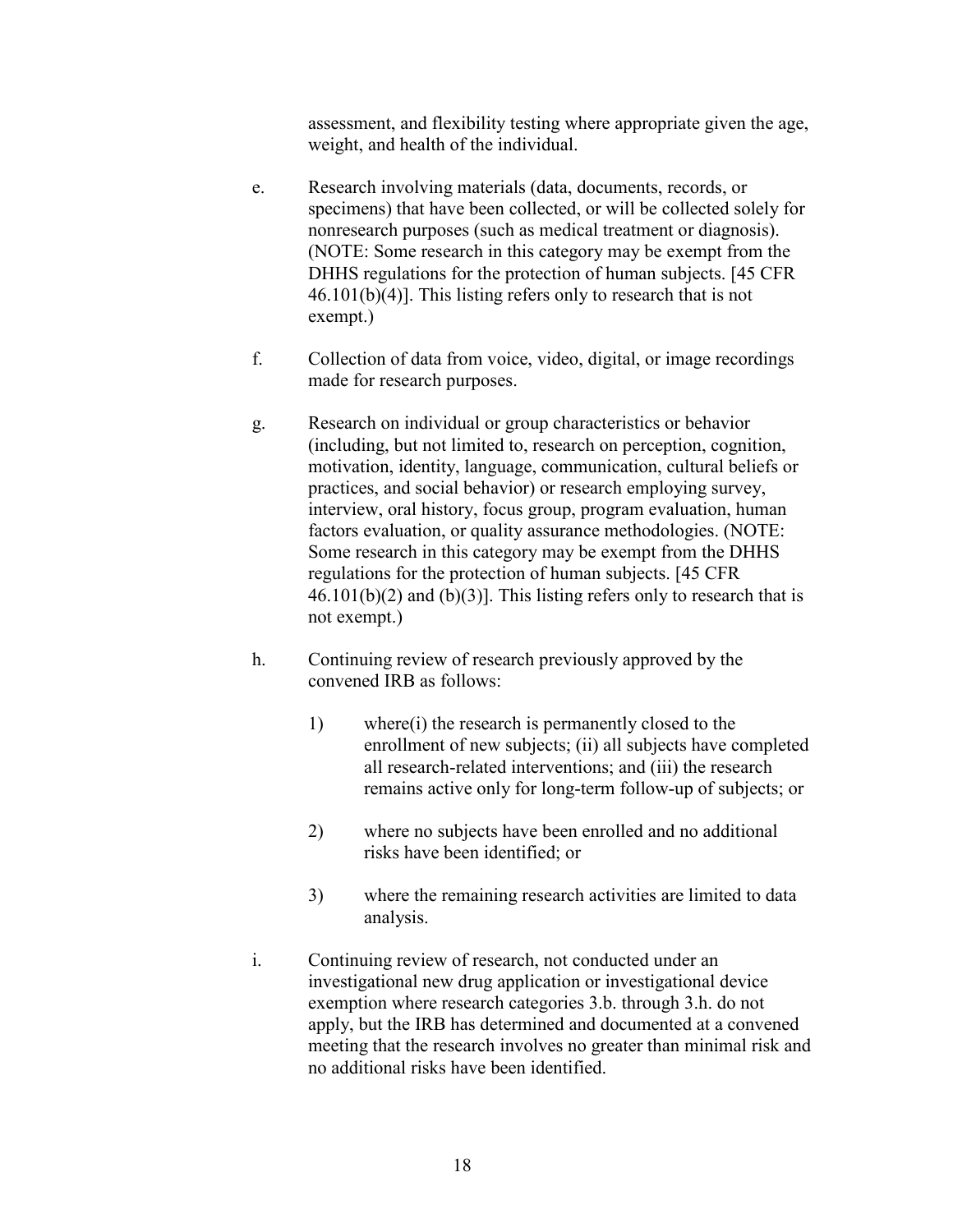assessment, and flexibility testing where appropriate given the age, weight, and health of the individual.

e. Research involving materials (data, documents, records, or specimens) that have been collected, or will be collected solely for nonresearch purposes (such as medical treatment or diagnosis). (NOTE: Some research in this category may be exempt from the DHHS regulations for the protection of human subjects. [45 CFR 46.101(b)(4)]. This listing refers only to research that is not exempt.)

f. Collection of data from voice, video, digital, or image recordings made for research purposes.

g. Research on individual or group characteristics or behavior (including, but not limited to, research on perception, cognition, motivation, identity, language, communication, cultural beliefs or practices, and social behavior) or research employing survey, interview, oral history, focus group, program evaluation, human factors evaluation, or quality assurance methodologies. (NOTE: Some research in this category may be exempt from the DHHS regulations for the protection of human subjects. [45 CFR 46.101(b)(2) and (b)(3)]. This listing refers only to research that is not exempt.)

h. Continuing review of research previously approved by the convened IRB as follows:

   1) where(i) the research is permanently closed to the enrollment of new subjects; (ii) all subjects have completed all research-related interventions; and (iii) the research remains active only for long-term follow-up of subjects; or

   2) where no subjects have been enrolled and no additional risks have been identified; or

   3) where the remaining research activities are limited to data analysis.

i. Continuing review of research, not conducted under an investigational new drug application or investigational device exemption where research categories 3.b. through 3.h. do not apply, but the IRB has determined and documented at a convened meeting that the research involves no greater than minimal risk and no additional risks have been identified.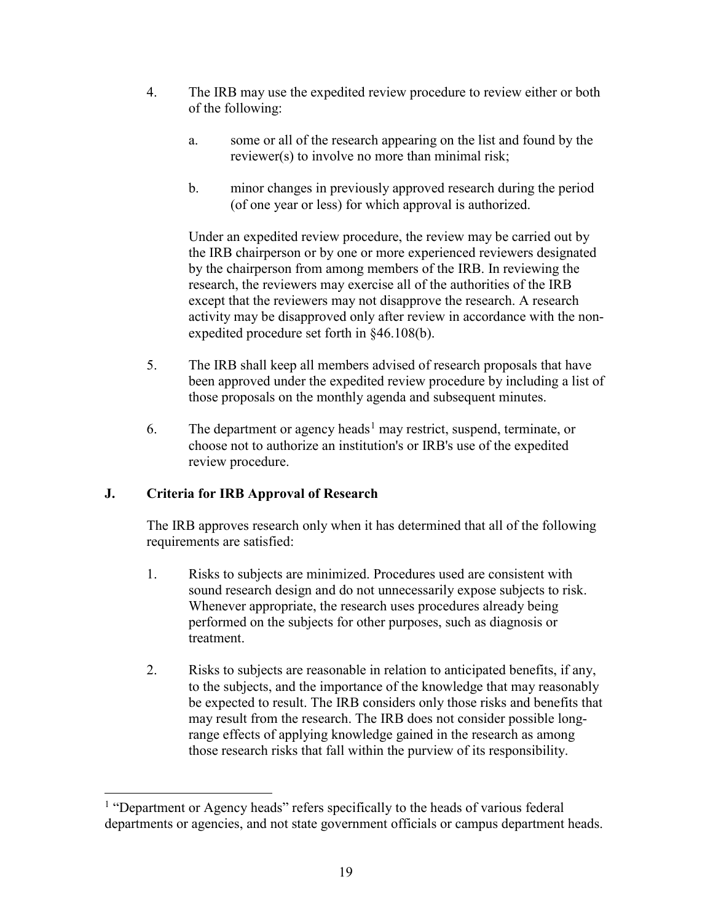4. The IRB may use the expedited review procedure to review either or both of the following:

   a. some or all of the research appearing on the list and found by the reviewer(s) to involve no more than minimal risk;

   b. minor changes in previously approved research during the period (of one year or less) for which approval is authorized.

   Under an expedited review procedure, the review may be carried out by the IRB chairperson or by one or more experienced reviewers designated by the chairperson from among members of the IRB. In reviewing the research, the reviewers may exercise all of the authorities of the IRB except that the reviewers may not disapprove the research. A research activity may be disapproved only after review in accordance with the non-expedited procedure set forth in §46.108(b).

5. The IRB shall keep all members advised of research proposals that have been approved under the expedited review procedure by including a list of those proposals on the monthly agenda and subsequent minutes.

6. The department or agency heads[1] may restrict, suspend, terminate, or choose not to authorize an institution's or IRB's use of the expedited review procedure.

## J. Criteria for IRB Approval of Research

The IRB approves research only when it has determined that all of the following requirements are satisfied:

1. Risks to subjects are minimized. Procedures used are consistent with sound research design and do not unnecessarily expose subjects to risk. Whenever appropriate, the research uses procedures already being performed on the subjects for other purposes, such as diagnosis or treatment.

2. Risks to subjects are reasonable in relation to anticipated benefits, if any, to the subjects, and the importance of the knowledge that may reasonably be expected to result. The IRB considers only those risks and benefits that may result from the research. The IRB does not consider possible long-range effects of applying knowledge gained in the research as among those research risks that fall within the purview of its responsibility.

[1] "Department or Agency heads" refers specifically to the heads of various federal departments or agencies, and not state government officials or campus department heads.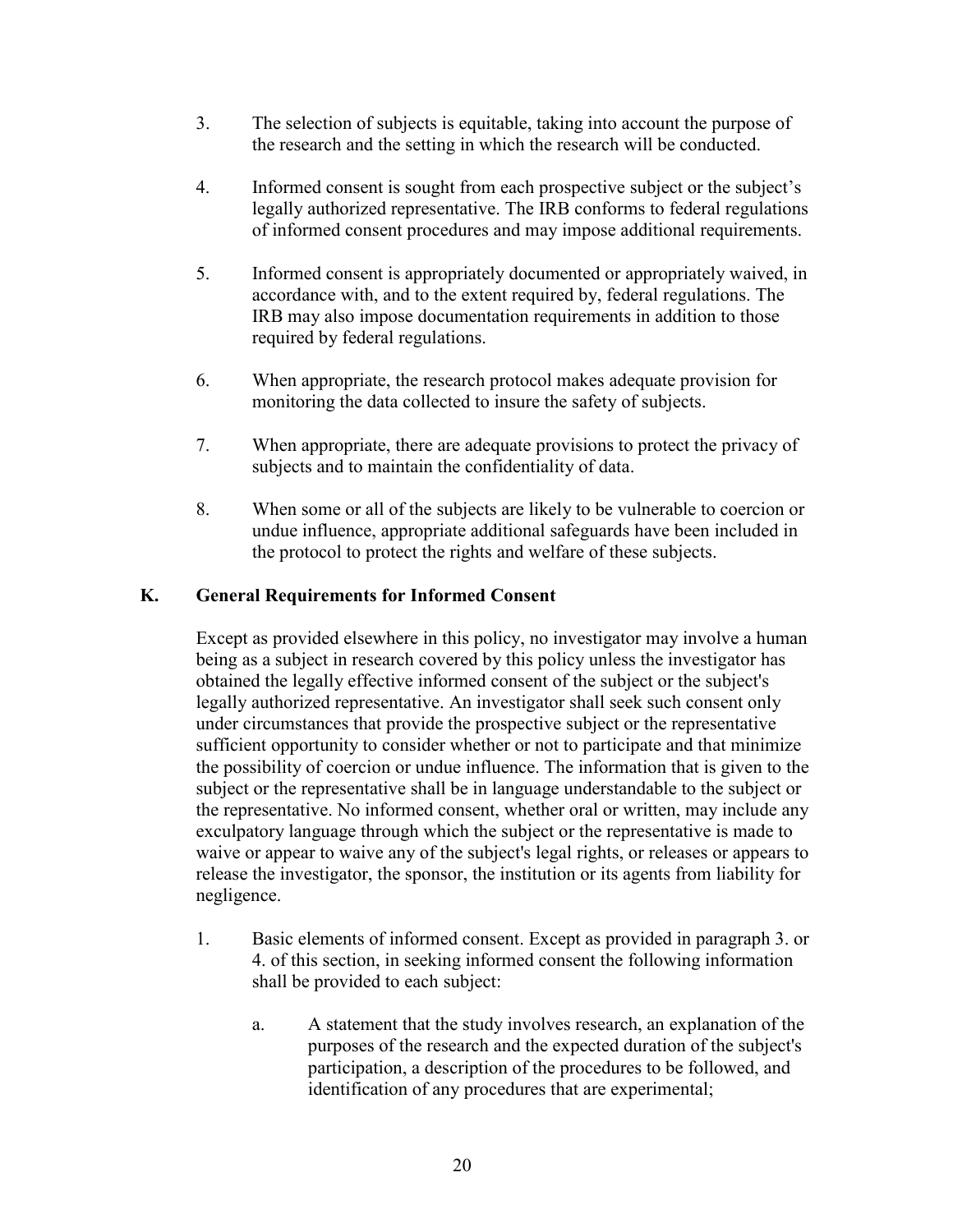3. The selection of subjects is equitable, taking into account the purpose of the research and the setting in which the research will be conducted.

4. Informed consent is sought from each prospective subject or the subject's legally authorized representative. The IRB conforms to federal regulations of informed consent procedures and may impose additional requirements.

5. Informed consent is appropriately documented or appropriately waived, in accordance with, and to the extent required by, federal regulations. The IRB may also impose documentation requirements in addition to those required by federal regulations.

6. When appropriate, the research protocol makes adequate provision for monitoring the data collected to insure the safety of subjects.

7. When appropriate, there are adequate provisions to protect the privacy of subjects and to maintain the confidentiality of data.

8. When some or all of the subjects are likely to be vulnerable to coercion or undue influence, appropriate additional safeguards have been included in the protocol to protect the rights and welfare of these subjects.

## K. General Requirements for Informed Consent

Except as provided elsewhere in this policy, no investigator may involve a human being as a subject in research covered by this policy unless the investigator has obtained the legally effective informed consent of the subject or the subject's legally authorized representative. An investigator shall seek such consent only under circumstances that provide the prospective subject or the representative sufficient opportunity to consider whether or not to participate and that minimize the possibility of coercion or undue influence. The information that is given to the subject or the representative shall be in language understandable to the subject or the representative. No informed consent, whether oral or written, may include any exculpatory language through which the subject or the representative is made to waive or appear to waive any of the subject's legal rights, or releases or appears to release the investigator, the sponsor, the institution or its agents from liability for negligence.

1. Basic elements of informed consent. Except as provided in paragraph 3. or 4. of this section, in seeking informed consent the following information shall be provided to each subject:

    a. A statement that the study involves research, an explanation of the purposes of the research and the expected duration of the subject's participation, a description of the procedures to be followed, and identification of any procedures that are experimental;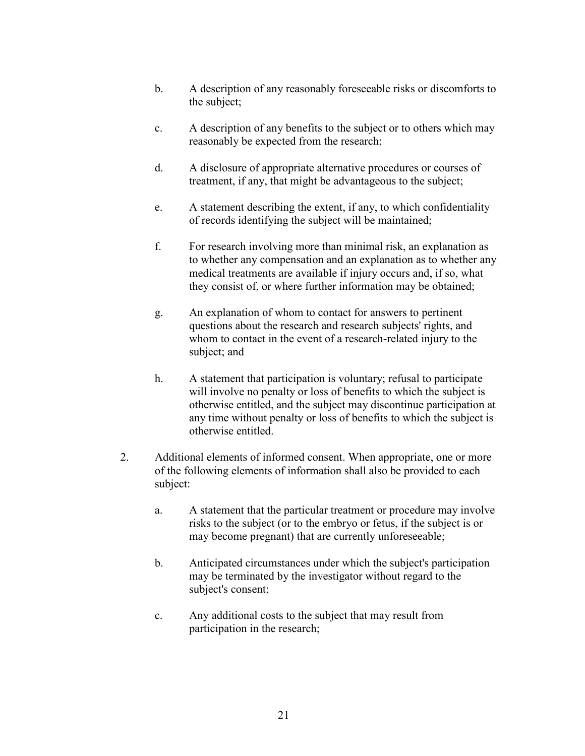b. A description of any reasonably foreseeable risks or discomforts to the subject;

c. A description of any benefits to the subject or to others which may reasonably be expected from the research;

d. A disclosure of appropriate alternative procedures or courses of treatment, if any, that might be advantageous to the subject;

e. A statement describing the extent, if any, to which confidentiality of records identifying the subject will be maintained;

f. For research involving more than minimal risk, an explanation as to whether any compensation and an explanation as to whether any medical treatments are available if injury occurs and, if so, what they consist of, or where further information may be obtained;

g. An explanation of whom to contact for answers to pertinent questions about the research and research subjects' rights, and whom to contact in the event of a research-related injury to the subject; and

h. A statement that participation is voluntary; refusal to participate will involve no penalty or loss of benefits to which the subject is otherwise entitled, and the subject may discontinue participation at any time without penalty or loss of benefits to which the subject is otherwise entitled.

2. Additional elements of informed consent. When appropriate, one or more of the following elements of information shall also be provided to each subject:

   a. A statement that the particular treatment or procedure may involve risks to the subject (or to the embryo or fetus, if the subject is or may become pregnant) that are currently unforeseeable;

   b. Anticipated circumstances under which the subject's participation may be terminated by the investigator without regard to the subject's consent;

   c. Any additional costs to the subject that may result from participation in the research;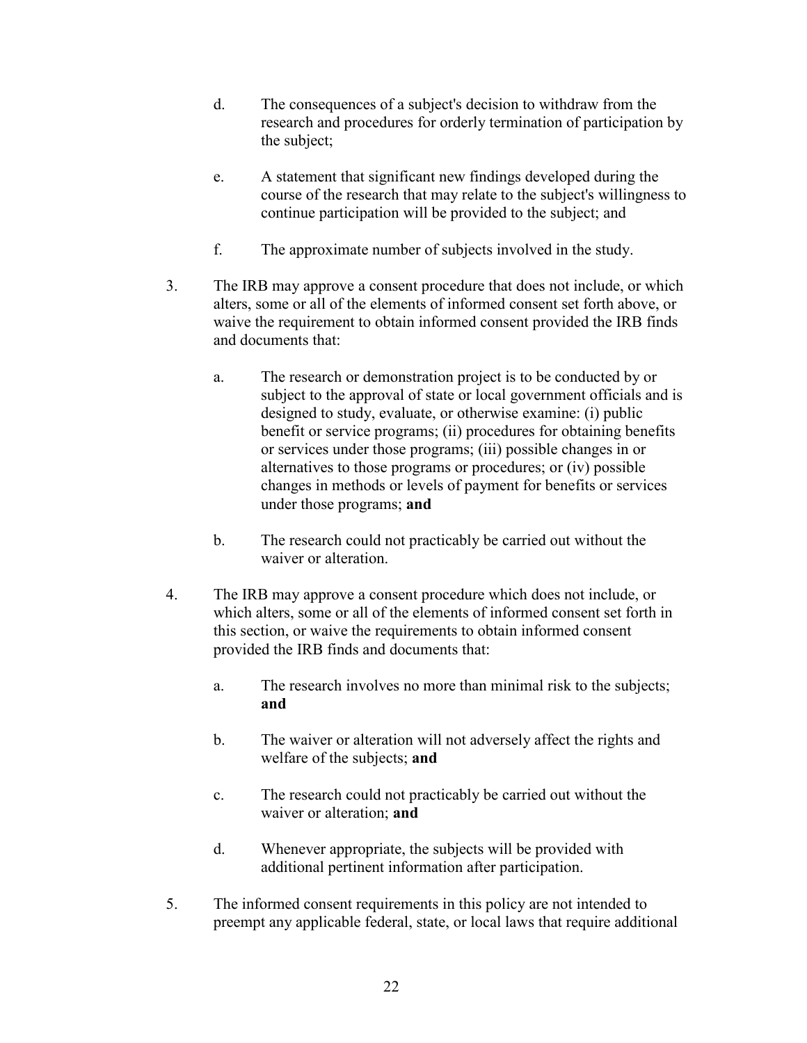d. The consequences of a subject's decision to withdraw from the research and procedures for orderly termination of participation by the subject;

e. A statement that significant new findings developed during the course of the research that may relate to the subject's willingness to continue participation will be provided to the subject; and

f. The approximate number of subjects involved in the study.

3. The IRB may approve a consent procedure that does not include, or which alters, some or all of the elements of informed consent set forth above, or waive the requirement to obtain informed consent provided the IRB finds and documents that:

   a. The research or demonstration project is to be conducted by or subject to the approval of state or local government officials and is designed to study, evaluate, or otherwise examine: (i) public benefit or service programs; (ii) procedures for obtaining benefits or services under those programs; (iii) possible changes in or alternatives to those programs or procedures; or (iv) possible changes in methods or levels of payment for benefits or services under those programs; **and**

   b. The research could not practicably be carried out without the waiver or alteration.

4. The IRB may approve a consent procedure which does not include, or which alters, some or all of the elements of informed consent set forth in this section, or waive the requirements to obtain informed consent provided the IRB finds and documents that:

   a. The research involves no more than minimal risk to the subjects; **and**

   b. The waiver or alteration will not adversely affect the rights and welfare of the subjects; **and**

   c. The research could not practicably be carried out without the waiver or alteration; **and**

   d. Whenever appropriate, the subjects will be provided with additional pertinent information after participation.

5. The informed consent requirements in this policy are not intended to preempt any applicable federal, state, or local laws that require additional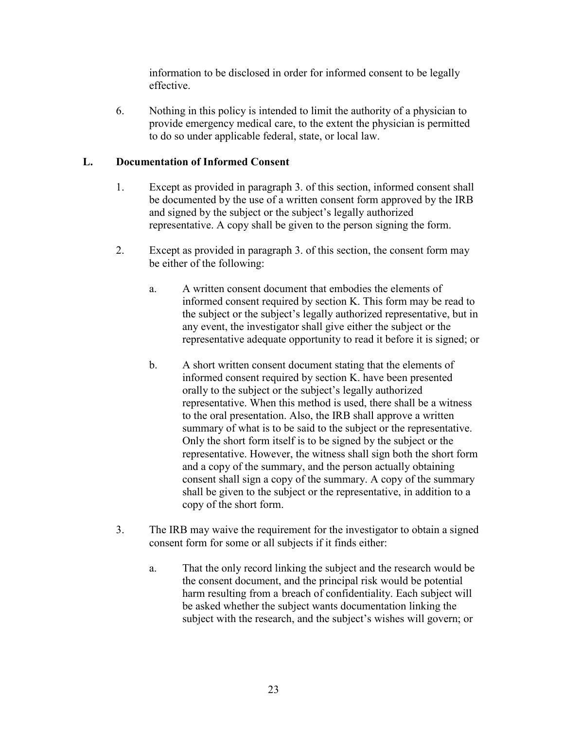information to be disclosed in order for informed consent to be legally effective.

6. Nothing in this policy is intended to limit the authority of a physician to provide emergency medical care, to the extent the physician is permitted to do so under applicable federal, state, or local law.

## L. Documentation of Informed Consent

1. Except as provided in paragraph 3. of this section, informed consent shall be documented by the use of a written consent form approved by the IRB and signed by the subject or the subject's legally authorized representative. A copy shall be given to the person signing the form.

2. Except as provided in paragraph 3. of this section, the consent form may be either of the following:

   a. A written consent document that embodies the elements of informed consent required by section K. This form may be read to the subject or the subject's legally authorized representative, but in any event, the investigator shall give either the subject or the representative adequate opportunity to read it before it is signed; or

   b. A short written consent document stating that the elements of informed consent required by section K. have been presented orally to the subject or the subject's legally authorized representative. When this method is used, there shall be a witness to the oral presentation. Also, the IRB shall approve a written summary of what is to be said to the subject or the representative. Only the short form itself is to be signed by the subject or the representative. However, the witness shall sign both the short form and a copy of the summary, and the person actually obtaining consent shall sign a copy of the summary. A copy of the summary shall be given to the subject or the representative, in addition to a copy of the short form.

3. The IRB may waive the requirement for the investigator to obtain a signed consent form for some or all subjects if it finds either:

   a. That the only record linking the subject and the research would be the consent document, and the principal risk would be potential harm resulting from a breach of confidentiality. Each subject will be asked whether the subject wants documentation linking the subject with the research, and the subject's wishes will govern; or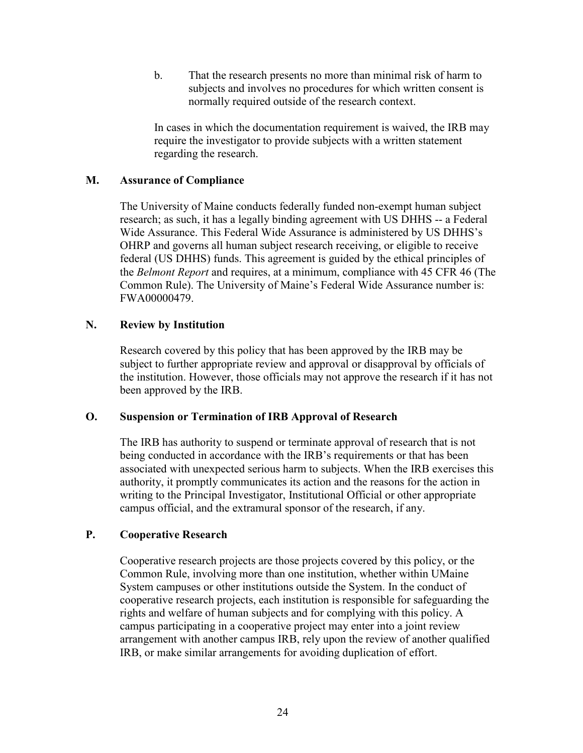b. That the research presents no more than minimal risk of harm to subjects and involves no procedures for which written consent is normally required outside of the research context.

In cases in which the documentation requirement is waived, the IRB may require the investigator to provide subjects with a written statement regarding the research.

### M. Assurance of Compliance

The University of Maine conducts federally funded non-exempt human subject research; as such, it has a legally binding agreement with US DHHS -- a Federal Wide Assurance. This Federal Wide Assurance is administered by US DHHS's OHRP and governs all human subject research receiving, or eligible to receive federal (US DHHS) funds. This agreement is guided by the ethical principles of the *Belmont Report* and requires, at a minimum, compliance with 45 CFR 46 (The Common Rule). The University of Maine's Federal Wide Assurance number is: FWA00000479.

### N. Review by Institution

Research covered by this policy that has been approved by the IRB may be subject to further appropriate review and approval or disapproval by officials of the institution. However, those officials may not approve the research if it has not been approved by the IRB.

### O. Suspension or Termination of IRB Approval of Research

The IRB has authority to suspend or terminate approval of research that is not being conducted in accordance with the IRB's requirements or that has been associated with unexpected serious harm to subjects. When the IRB exercises this authority, it promptly communicates its action and the reasons for the action in writing to the Principal Investigator, Institutional Official or other appropriate campus official, and the extramural sponsor of the research, if any.

### P. Cooperative Research

Cooperative research projects are those projects covered by this policy, or the Common Rule, involving more than one institution, whether within UMaine System campuses or other institutions outside the System. In the conduct of cooperative research projects, each institution is responsible for safeguarding the rights and welfare of human subjects and for complying with this policy. A campus participating in a cooperative project may enter into a joint review arrangement with another campus IRB, rely upon the review of another qualified IRB, or make similar arrangements for avoiding duplication of effort.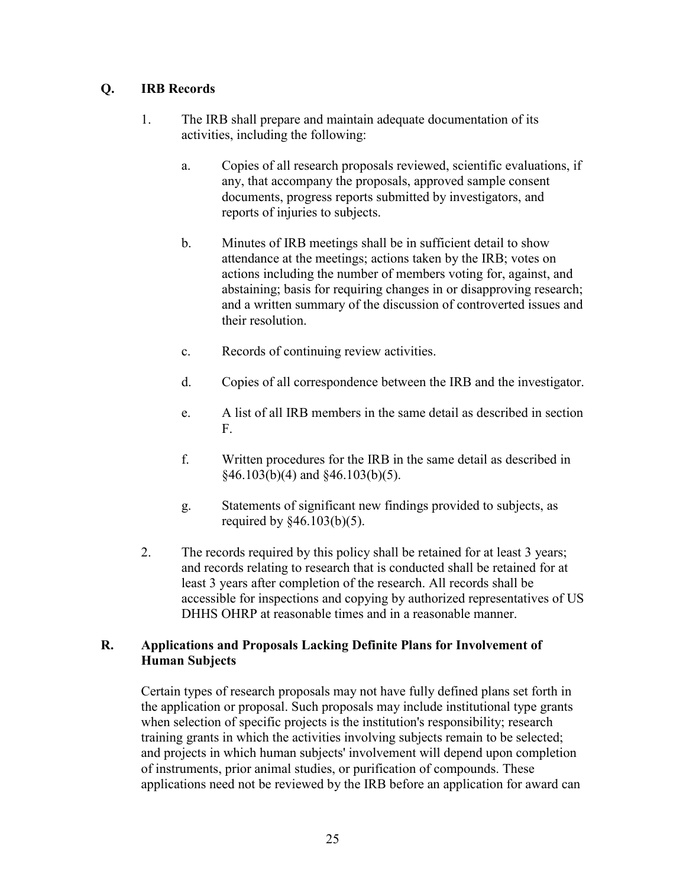## Q. IRB Records

1. The IRB shall prepare and maintain adequate documentation of its activities, including the following:

   a. Copies of all research proposals reviewed, scientific evaluations, if any, that accompany the proposals, approved sample consent documents, progress reports submitted by investigators, and reports of injuries to subjects.

   b. Minutes of IRB meetings shall be in sufficient detail to show attendance at the meetings; actions taken by the IRB; votes on actions including the number of members voting for, against, and abstaining; basis for requiring changes in or disapproving research; and a written summary of the discussion of controverted issues and their resolution.

   c. Records of continuing review activities.

   d. Copies of all correspondence between the IRB and the investigator.

   e. A list of all IRB members in the same detail as described in section F.

   f. Written procedures for the IRB in the same detail as described in §46.103(b)(4) and §46.103(b)(5).

   g. Statements of significant new findings provided to subjects, as required by §46.103(b)(5).

2. The records required by this policy shall be retained for at least 3 years; and records relating to research that is conducted shall be retained for at least 3 years after completion of the research. All records shall be accessible for inspections and copying by authorized representatives of US DHHS OHRP at reasonable times and in a reasonable manner.

## R. Applications and Proposals Lacking Definite Plans for Involvement of Human Subjects

Certain types of research proposals may not have fully defined plans set forth in the application or proposal. Such proposals may include institutional type grants when selection of specific projects is the institution's responsibility; research training grants in which the activities involving subjects remain to be selected; and projects in which human subjects' involvement will depend upon completion of instruments, prior animal studies, or purification of compounds. These applications need not be reviewed by the IRB before an application for award can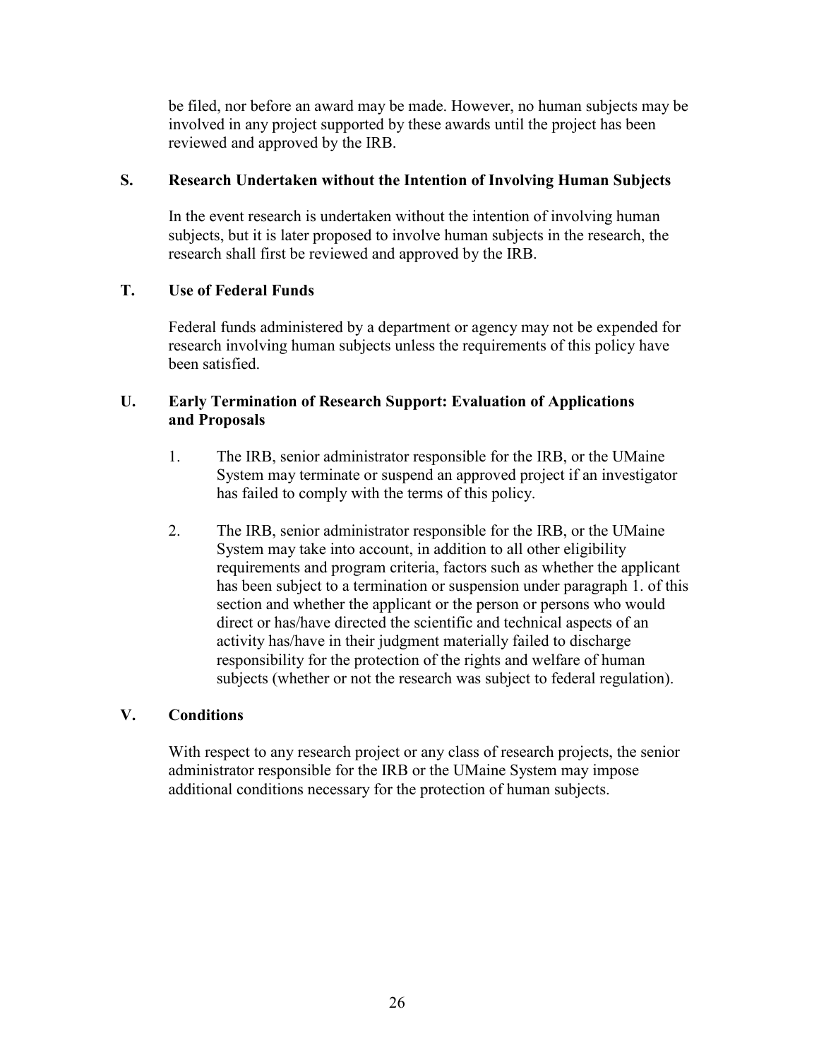be filed, nor before an award may be made. However, no human subjects may be involved in any project supported by these awards until the project has been reviewed and approved by the IRB.

### S. Research Undertaken without the Intention of Involving Human Subjects

In the event research is undertaken without the intention of involving human subjects, but it is later proposed to involve human subjects in the research, the research shall first be reviewed and approved by the IRB.

### T. Use of Federal Funds

Federal funds administered by a department or agency may not be expended for research involving human subjects unless the requirements of this policy have been satisfied.

### U. Early Termination of Research Support: Evaluation of Applications and Proposals

1. The IRB, senior administrator responsible for the IRB, or the UMaine System may terminate or suspend an approved project if an investigator has failed to comply with the terms of this policy.

2. The IRB, senior administrator responsible for the IRB, or the UMaine System may take into account, in addition to all other eligibility requirements and program criteria, factors such as whether the applicant has been subject to a termination or suspension under paragraph 1. of this section and whether the applicant or the person or persons who would direct or has/have directed the scientific and technical aspects of an activity has/have in their judgment materially failed to discharge responsibility for the protection of the rights and welfare of human subjects (whether or not the research was subject to federal regulation).

### V. Conditions

With respect to any research project or any class of research projects, the senior administrator responsible for the IRB or the UMaine System may impose additional conditions necessary for the protection of human subjects.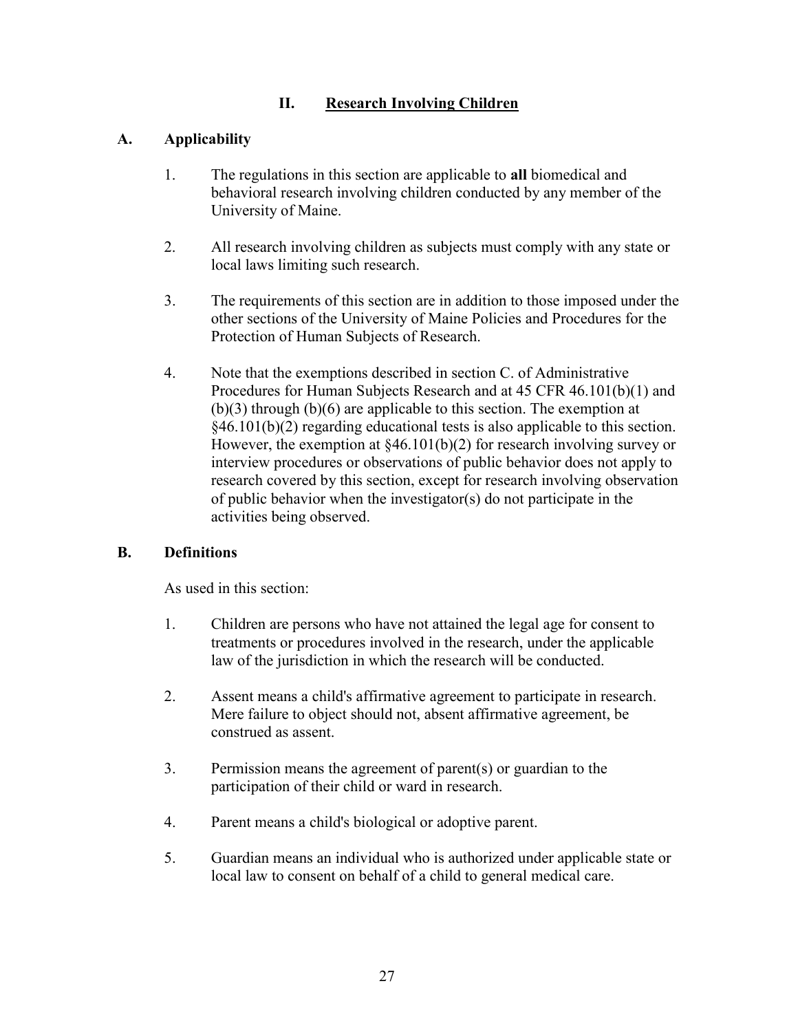## II. Research Involving Children

### A. Applicability

1. The regulations in this section are applicable to **all** biomedical and behavioral research involving children conducted by any member of the University of Maine.

2. All research involving children as subjects must comply with any state or local laws limiting such research.

3. The requirements of this section are in addition to those imposed under the other sections of the University of Maine Policies and Procedures for the Protection of Human Subjects of Research.

4. Note that the exemptions described in section C. of Administrative Procedures for Human Subjects Research and at 45 CFR 46.101(b)(1) and (b)(3) through (b)(6) are applicable to this section. The exemption at §46.101(b)(2) regarding educational tests is also applicable to this section. However, the exemption at §46.101(b)(2) for research involving survey or interview procedures or observations of public behavior does not apply to research covered by this section, except for research involving observation of public behavior when the investigator(s) do not participate in the activities being observed.

### B. Definitions

As used in this section:

1. Children are persons who have not attained the legal age for consent to treatments or procedures involved in the research, under the applicable law of the jurisdiction in which the research will be conducted.

2. Assent means a child's affirmative agreement to participate in research. Mere failure to object should not, absent affirmative agreement, be construed as assent.

3. Permission means the agreement of parent(s) or guardian to the participation of their child or ward in research.

4. Parent means a child's biological or adoptive parent.

5. Guardian means an individual who is authorized under applicable state or local law to consent on behalf of a child to general medical care.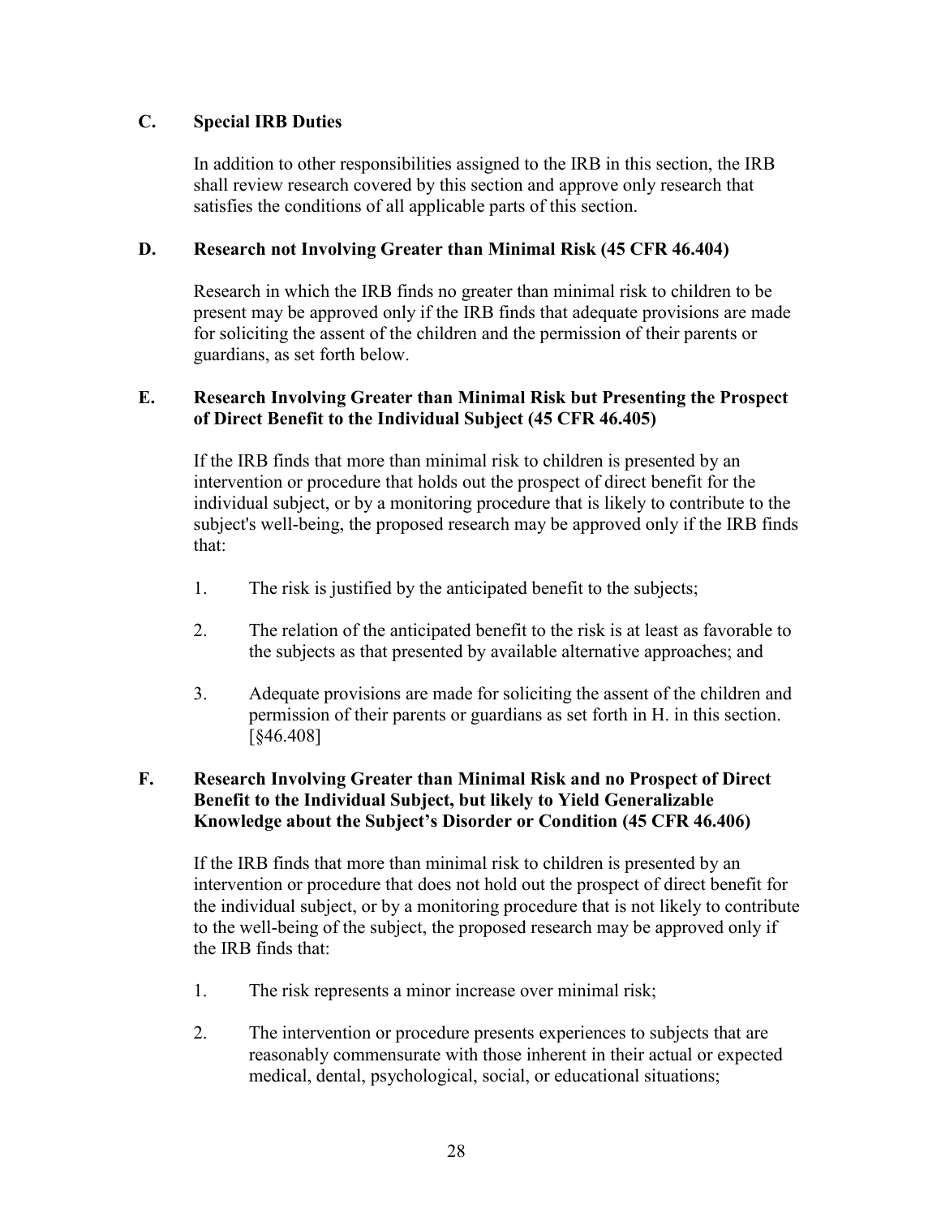### C. Special IRB Duties

In addition to other responsibilities assigned to the IRB in this section, the IRB shall review research covered by this section and approve only research that satisfies the conditions of all applicable parts of this section.

### D. Research not Involving Greater than Minimal Risk (45 CFR 46.404)

Research in which the IRB finds no greater than minimal risk to children to be present may be approved only if the IRB finds that adequate provisions are made for soliciting the assent of the children and the permission of their parents or guardians, as set forth below.

### E. Research Involving Greater than Minimal Risk but Presenting the Prospect of Direct Benefit to the Individual Subject (45 CFR 46.405)

If the IRB finds that more than minimal risk to children is presented by an intervention or procedure that holds out the prospect of direct benefit for the individual subject, or by a monitoring procedure that is likely to contribute to the subject's well-being, the proposed research may be approved only if the IRB finds that:

1. The risk is justified by the anticipated benefit to the subjects;
2. The relation of the anticipated benefit to the risk is at least as favorable to the subjects as that presented by available alternative approaches; and
3. Adequate provisions are made for soliciting the assent of the children and permission of their parents or guardians as set forth in H. in this section. [§46.408]

### F. Research Involving Greater than Minimal Risk and no Prospect of Direct Benefit to the Individual Subject, but likely to Yield Generalizable Knowledge about the Subject's Disorder or Condition (45 CFR 46.406)

If the IRB finds that more than minimal risk to children is presented by an intervention or procedure that does not hold out the prospect of direct benefit for the individual subject, or by a monitoring procedure that is not likely to contribute to the well-being of the subject, the proposed research may be approved only if the IRB finds that:

1. The risk represents a minor increase over minimal risk;
2. The intervention or procedure presents experiences to subjects that are reasonably commensurate with those inherent in their actual or expected medical, dental, psychological, social, or educational situations;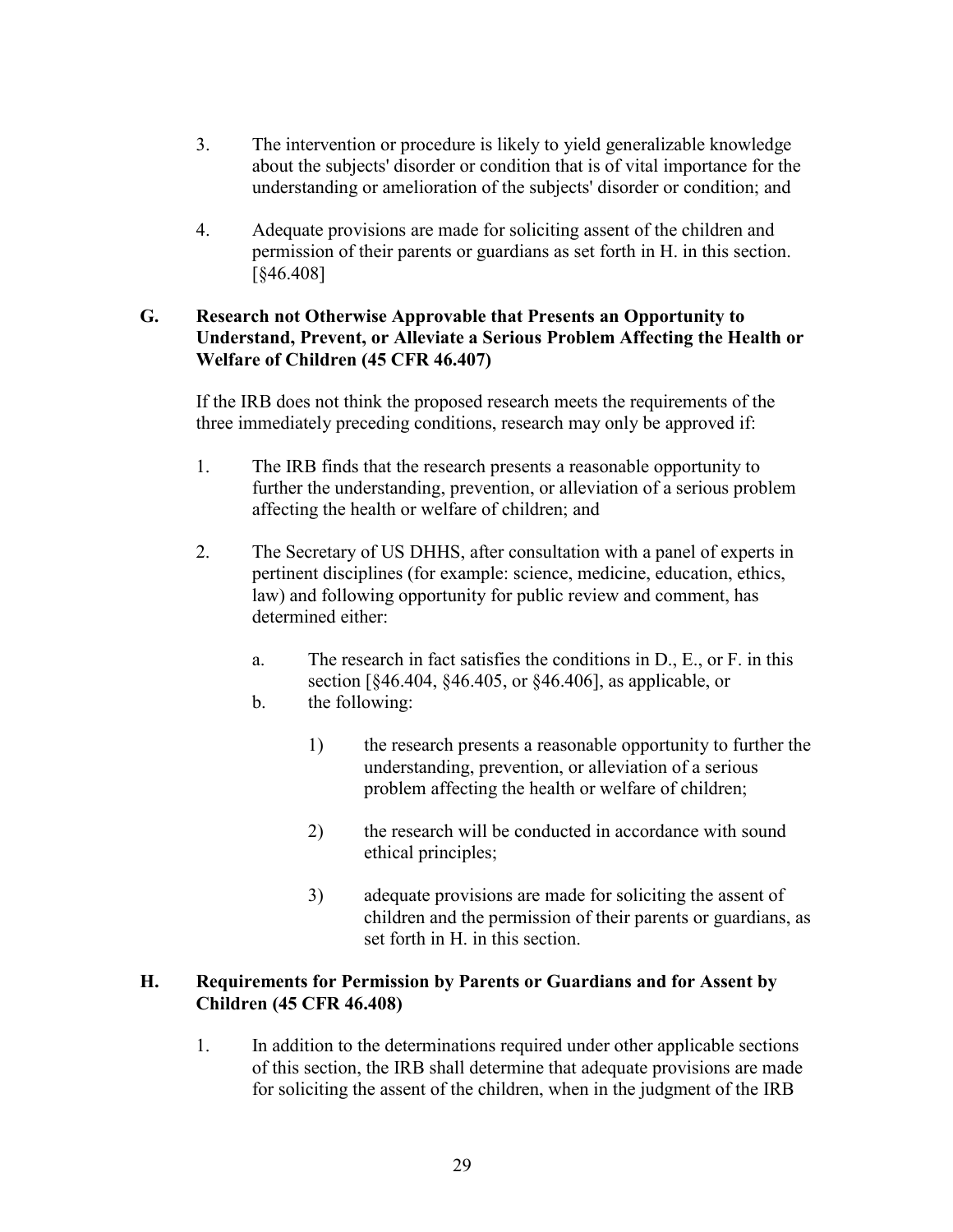3. The intervention or procedure is likely to yield generalizable knowledge about the subjects' disorder or condition that is of vital importance for the understanding or amelioration of the subjects' disorder or condition; and

4. Adequate provisions are made for soliciting assent of the children and permission of their parents or guardians as set forth in H. in this section. [§46.408]

### G. Research not Otherwise Approvable that Presents an Opportunity to Understand, Prevent, or Alleviate a Serious Problem Affecting the Health or Welfare of Children (45 CFR 46.407)

If the IRB does not think the proposed research meets the requirements of the three immediately preceding conditions, research may only be approved if:

1. The IRB finds that the research presents a reasonable opportunity to further the understanding, prevention, or alleviation of a serious problem affecting the health or welfare of children; and

2. The Secretary of US DHHS, after consultation with a panel of experts in pertinent disciplines (for example: science, medicine, education, ethics, law) and following opportunity for public review and comment, has determined either:

   a. The research in fact satisfies the conditions in D., E., or F. in this section [§46.404, §46.405, or §46.406], as applicable, or
   b. the following:

      1) the research presents a reasonable opportunity to further the understanding, prevention, or alleviation of a serious problem affecting the health or welfare of children;

      2) the research will be conducted in accordance with sound ethical principles;

      3) adequate provisions are made for soliciting the assent of children and the permission of their parents or guardians, as set forth in H. in this section.

### H. Requirements for Permission by Parents or Guardians and for Assent by Children (45 CFR 46.408)

1. In addition to the determinations required under other applicable sections of this section, the IRB shall determine that adequate provisions are made for soliciting the assent of the children, when in the judgment of the IRB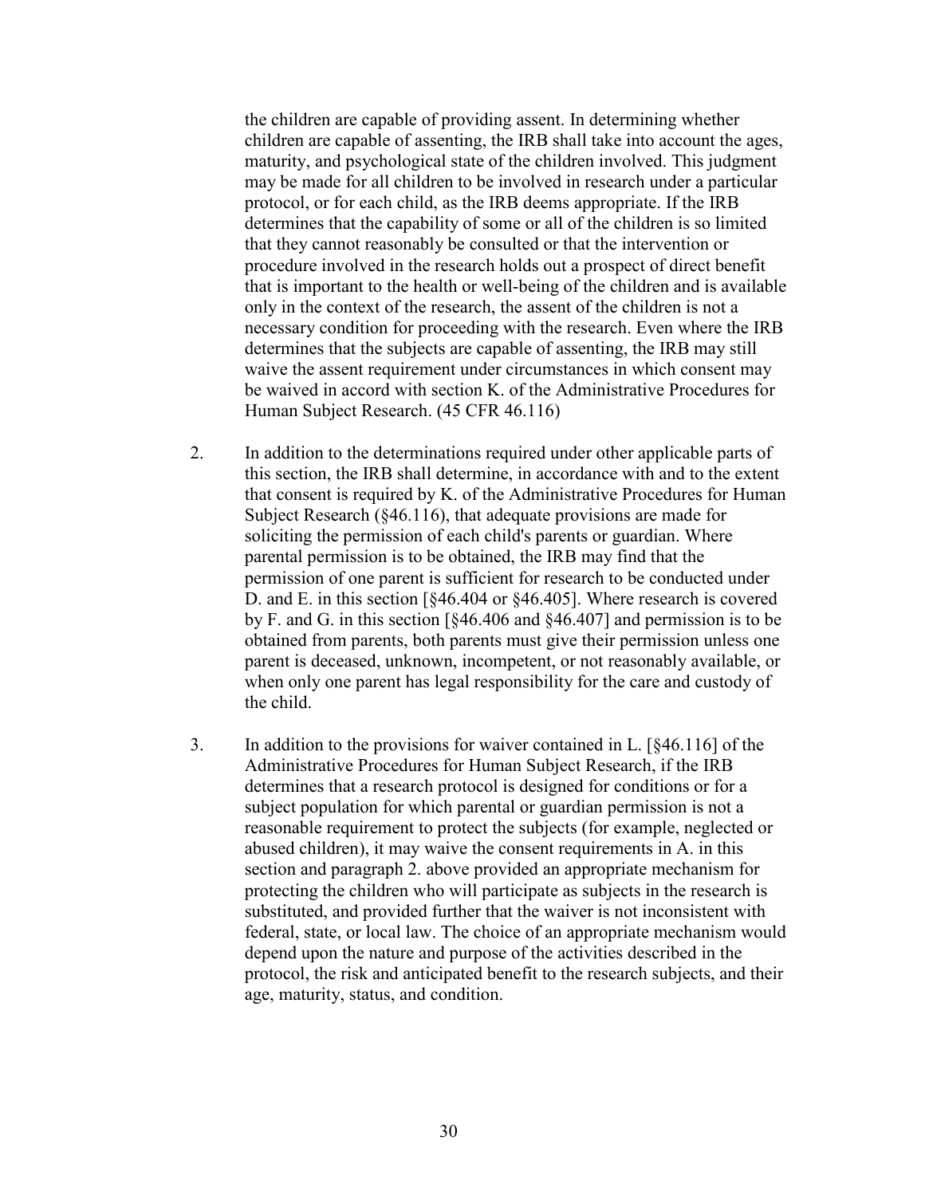the children are capable of providing assent. In determining whether children are capable of assenting, the IRB shall take into account the ages, maturity, and psychological state of the children involved. This judgment may be made for all children to be involved in research under a particular protocol, or for each child, as the IRB deems appropriate. If the IRB determines that the capability of some or all of the children is so limited that they cannot reasonably be consulted or that the intervention or procedure involved in the research holds out a prospect of direct benefit that is important to the health or well-being of the children and is available only in the context of the research, the assent of the children is not a necessary condition for proceeding with the research. Even where the IRB determines that the subjects are capable of assenting, the IRB may still waive the assent requirement under circumstances in which consent may be waived in accord with section K. of the Administrative Procedures for Human Subject Research. (45 CFR 46.116)

2. In addition to the determinations required under other applicable parts of this section, the IRB shall determine, in accordance with and to the extent that consent is required by K. of the Administrative Procedures for Human Subject Research (§46.116), that adequate provisions are made for soliciting the permission of each child's parents or guardian. Where parental permission is to be obtained, the IRB may find that the permission of one parent is sufficient for research to be conducted under D. and E. in this section [§46.404 or §46.405]. Where research is covered by F. and G. in this section [§46.406 and §46.407] and permission is to be obtained from parents, both parents must give their permission unless one parent is deceased, unknown, incompetent, or not reasonably available, or when only one parent has legal responsibility for the care and custody of the child.

3. In addition to the provisions for waiver contained in L. [§46.116] of the Administrative Procedures for Human Subject Research, if the IRB determines that a research protocol is designed for conditions or for a subject population for which parental or guardian permission is not a reasonable requirement to protect the subjects (for example, neglected or abused children), it may waive the consent requirements in A. in this section and paragraph 2. above provided an appropriate mechanism for protecting the children who will participate as subjects in the research is substituted, and provided further that the waiver is not inconsistent with federal, state, or local law. The choice of an appropriate mechanism would depend upon the nature and purpose of the activities described in the protocol, the risk and anticipated benefit to the research subjects, and their age, maturity, status, and condition.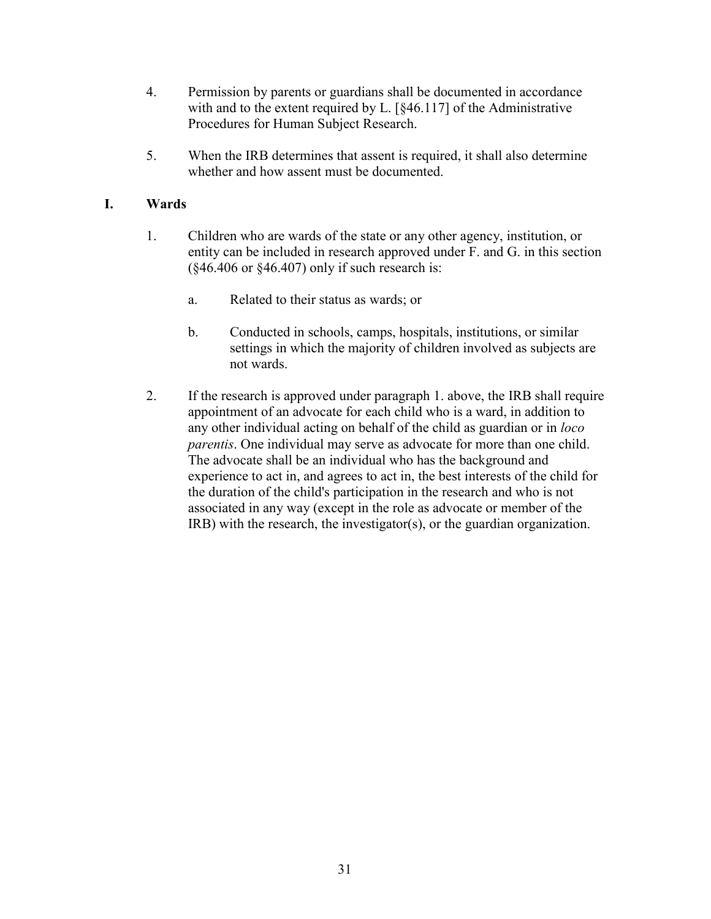4. Permission by parents or guardians shall be documented in accordance with and to the extent required by L. [§46.117] of the Administrative Procedures for Human Subject Research.

5. When the IRB determines that assent is required, it shall also determine whether and how assent must be documented.

## I. Wards

1. Children who are wards of the state or any other agency, institution, or entity can be included in research approved under F. and G. in this section (§46.406 or §46.407) only if such research is:

   a. Related to their status as wards; or

   b. Conducted in schools, camps, hospitals, institutions, or similar settings in which the majority of children involved as subjects are not wards.

2. If the research is approved under paragraph 1. above, the IRB shall require appointment of an advocate for each child who is a ward, in addition to any other individual acting on behalf of the child as guardian or in *loco parentis*. One individual may serve as advocate for more than one child. The advocate shall be an individual who has the background and experience to act in, and agrees to act in, the best interests of the child for the duration of the child's participation in the research and who is not associated in any way (except in the role as advocate or member of the IRB) with the research, the investigator(s), or the guardian organization.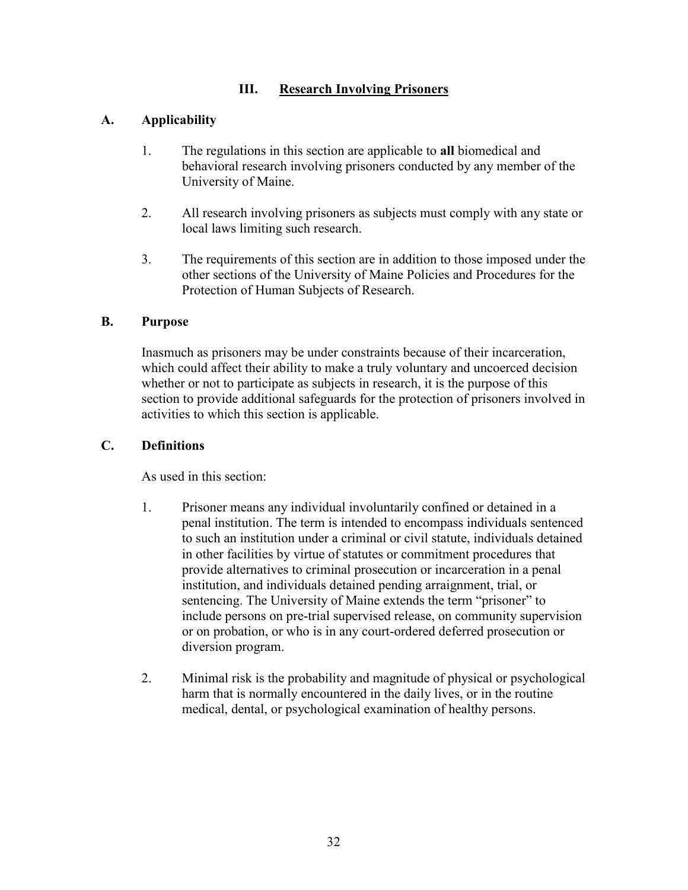## III. Research Involving Prisoners

### A. Applicability

1. The regulations in this section are applicable to **all** biomedical and behavioral research involving prisoners conducted by any member of the University of Maine.

2. All research involving prisoners as subjects must comply with any state or local laws limiting such research.

3. The requirements of this section are in addition to those imposed under the other sections of the University of Maine Policies and Procedures for the Protection of Human Subjects of Research.

### B. Purpose

Inasmuch as prisoners may be under constraints because of their incarceration, which could affect their ability to make a truly voluntary and uncoerced decision whether or not to participate as subjects in research, it is the purpose of this section to provide additional safeguards for the protection of prisoners involved in activities to which this section is applicable.

### C. Definitions

As used in this section:

1. Prisoner means any individual involuntarily confined or detained in a penal institution. The term is intended to encompass individuals sentenced to such an institution under a criminal or civil statute, individuals detained in other facilities by virtue of statutes or commitment procedures that provide alternatives to criminal prosecution or incarceration in a penal institution, and individuals detained pending arraignment, trial, or sentencing. The University of Maine extends the term "prisoner" to include persons on pre-trial supervised release, on community supervision or on probation, or who is in any court-ordered deferred prosecution or diversion program.

2. Minimal risk is the probability and magnitude of physical or psychological harm that is normally encountered in the daily lives, or in the routine medical, dental, or psychological examination of healthy persons.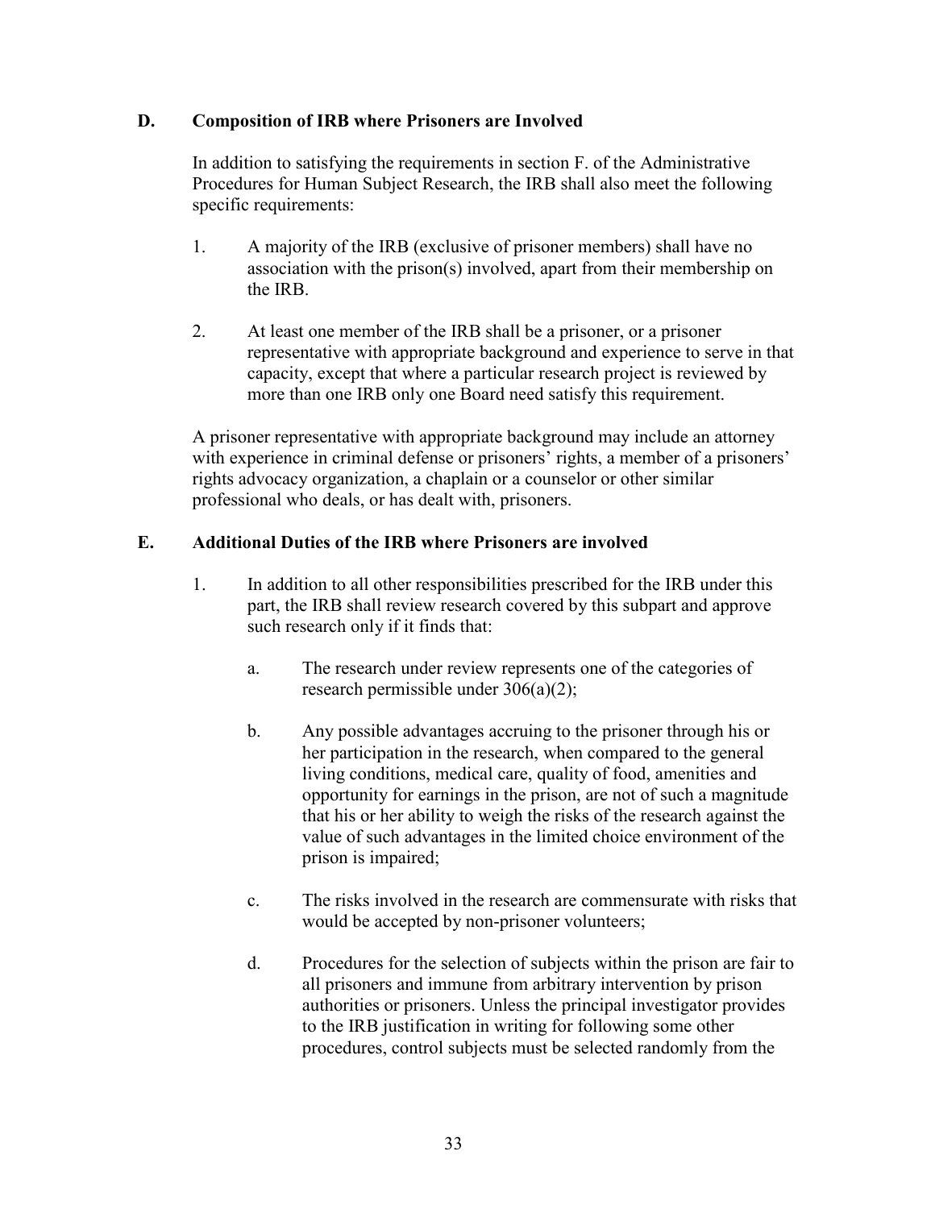## D. Composition of IRB where Prisoners are Involved

In addition to satisfying the requirements in section F. of the Administrative Procedures for Human Subject Research, the IRB shall also meet the following specific requirements:

1. A majority of the IRB (exclusive of prisoner members) shall have no association with the prison(s) involved, apart from their membership on the IRB.

2. At least one member of the IRB shall be a prisoner, or a prisoner representative with appropriate background and experience to serve in that capacity, except that where a particular research project is reviewed by more than one IRB only one Board need satisfy this requirement.

A prisoner representative with appropriate background may include an attorney with experience in criminal defense or prisoners' rights, a member of a prisoners' rights advocacy organization, a chaplain or a counselor or other similar professional who deals, or has dealt with, prisoners.

## E. Additional Duties of the IRB where Prisoners are involved

1. In addition to all other responsibilities prescribed for the IRB under this part, the IRB shall review research covered by this subpart and approve such research only if it finds that:

   a. The research under review represents one of the categories of research permissible under 306(a)(2);

   b. Any possible advantages accruing to the prisoner through his or her participation in the research, when compared to the general living conditions, medical care, quality of food, amenities and opportunity for earnings in the prison, are not of such a magnitude that his or her ability to weigh the risks of the research against the value of such advantages in the limited choice environment of the prison is impaired;

   c. The risks involved in the research are commensurate with risks that would be accepted by non-prisoner volunteers;

   d. Procedures for the selection of subjects within the prison are fair to all prisoners and immune from arbitrary intervention by prison authorities or prisoners. Unless the principal investigator provides to the IRB justification in writing for following some other procedures, control subjects must be selected randomly from the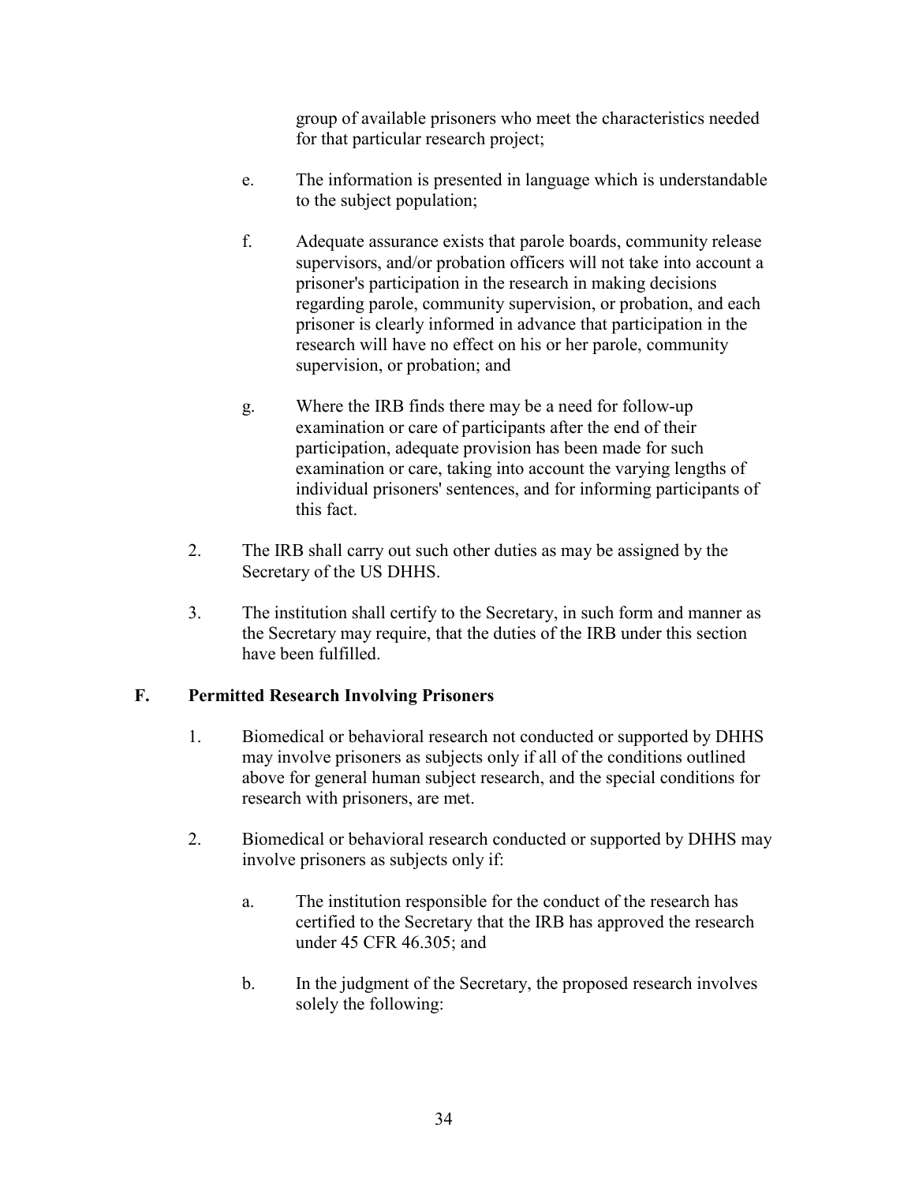group of available prisoners who meet the characteristics needed for that particular research project;

e. The information is presented in language which is understandable to the subject population;

f. Adequate assurance exists that parole boards, community release supervisors, and/or probation officers will not take into account a prisoner's participation in the research in making decisions regarding parole, community supervision, or probation, and each prisoner is clearly informed in advance that participation in the research will have no effect on his or her parole, community supervision, or probation; and

g. Where the IRB finds there may be a need for follow-up examination or care of participants after the end of their participation, adequate provision has been made for such examination or care, taking into account the varying lengths of individual prisoners' sentences, and for informing participants of this fact.

2. The IRB shall carry out such other duties as may be assigned by the Secretary of the US DHHS.

3. The institution shall certify to the Secretary, in such form and manner as the Secretary may require, that the duties of the IRB under this section have been fulfilled.

## F. Permitted Research Involving Prisoners

1. Biomedical or behavioral research not conducted or supported by DHHS may involve prisoners as subjects only if all of the conditions outlined above for general human subject research, and the special conditions for research with prisoners, are met.

2. Biomedical or behavioral research conducted or supported by DHHS may involve prisoners as subjects only if:

   a. The institution responsible for the conduct of the research has certified to the Secretary that the IRB has approved the research under 45 CFR 46.305; and

   b. In the judgment of the Secretary, the proposed research involves solely the following: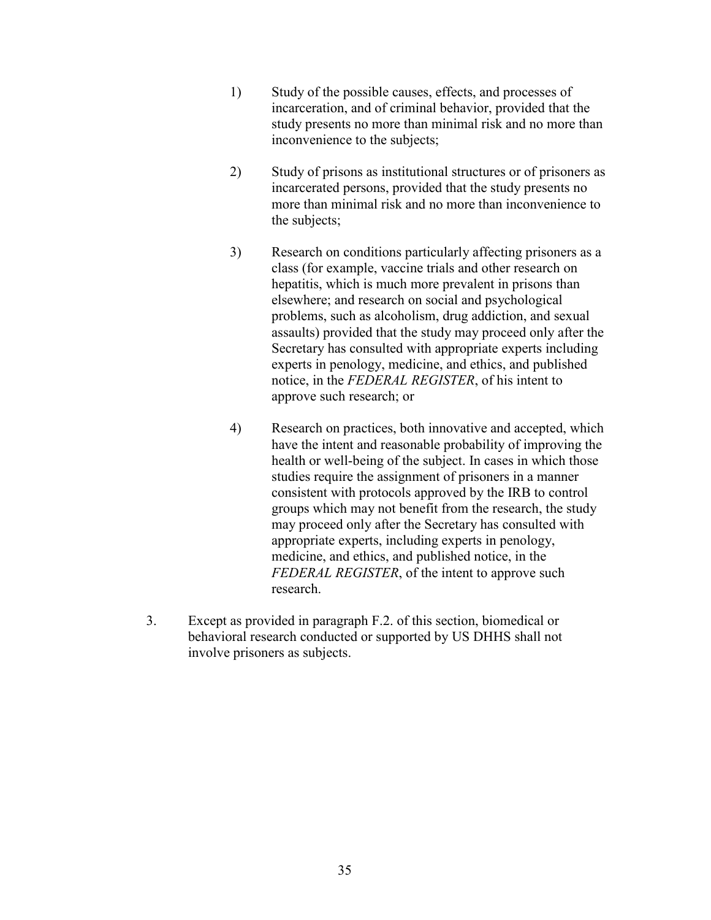1) Study of the possible causes, effects, and processes of incarceration, and of criminal behavior, provided that the study presents no more than minimal risk and no more than inconvenience to the subjects;

2) Study of prisons as institutional structures or of prisoners as incarcerated persons, provided that the study presents no more than minimal risk and no more than inconvenience to the subjects;

3) Research on conditions particularly affecting prisoners as a class (for example, vaccine trials and other research on hepatitis, which is much more prevalent in prisons than elsewhere; and research on social and psychological problems, such as alcoholism, drug addiction, and sexual assaults) provided that the study may proceed only after the Secretary has consulted with appropriate experts including experts in penology, medicine, and ethics, and published notice, in the *FEDERAL REGISTER*, of his intent to approve such research; or

4) Research on practices, both innovative and accepted, which have the intent and reasonable probability of improving the health or well-being of the subject. In cases in which those studies require the assignment of prisoners in a manner consistent with protocols approved by the IRB to control groups which may not benefit from the research, the study may proceed only after the Secretary has consulted with appropriate experts, including experts in penology, medicine, and ethics, and published notice, in the *FEDERAL REGISTER*, of the intent to approve such research.

3. Except as provided in paragraph F.2. of this section, biomedical or behavioral research conducted or supported by US DHHS shall not involve prisoners as subjects.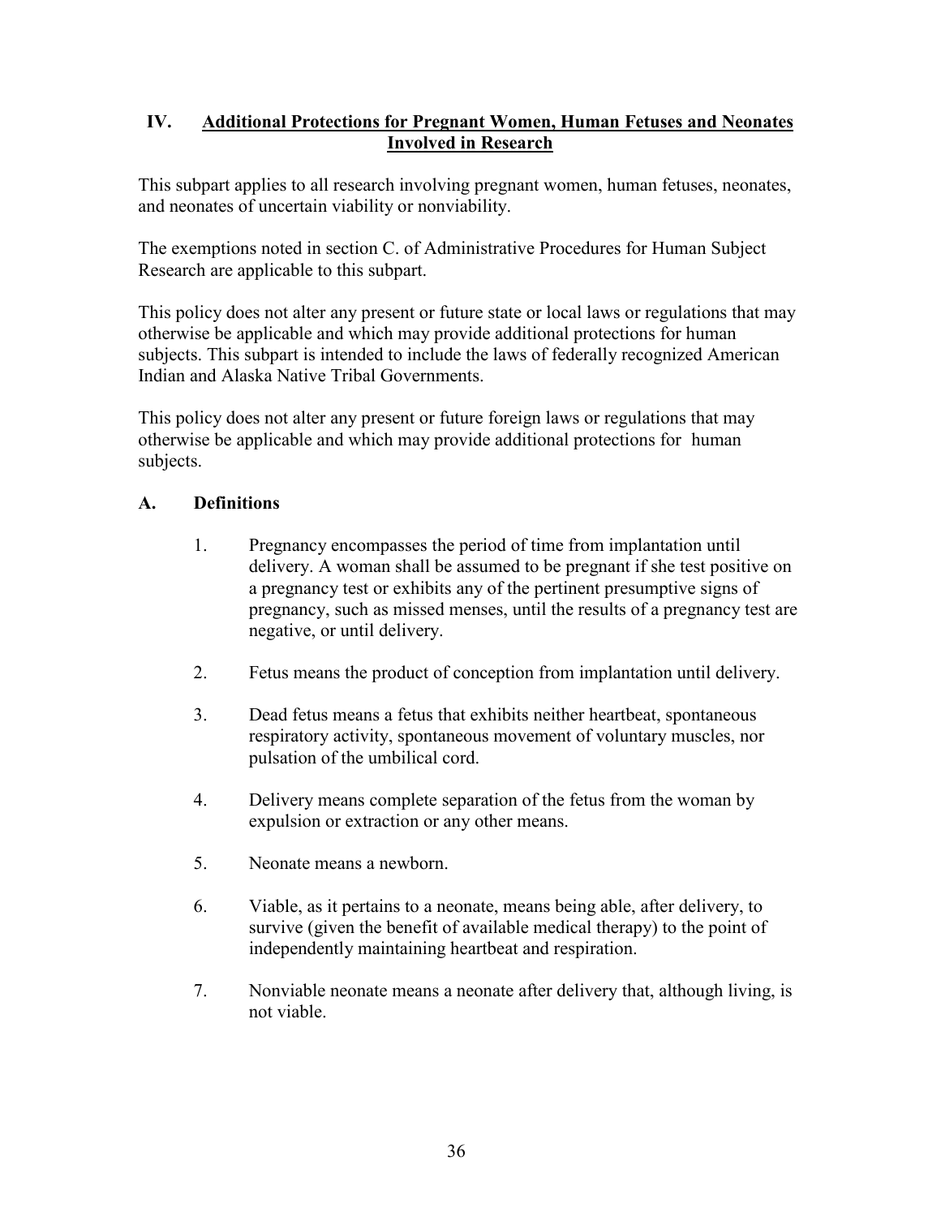## IV. Additional Protections for Pregnant Women, Human Fetuses and Neonates Involved in Research

This subpart applies to all research involving pregnant women, human fetuses, neonates, and neonates of uncertain viability or nonviability.

The exemptions noted in section C. of Administrative Procedures for Human Subject Research are applicable to this subpart.

This policy does not alter any present or future state or local laws or regulations that may otherwise be applicable and which may provide additional protections for human subjects. This subpart is intended to include the laws of federally recognized American Indian and Alaska Native Tribal Governments.

This policy does not alter any present or future foreign laws or regulations that may otherwise be applicable and which may provide additional protections for human subjects.

### A. Definitions

1. Pregnancy encompasses the period of time from implantation until delivery. A woman shall be assumed to be pregnant if she test positive on a pregnancy test or exhibits any of the pertinent presumptive signs of pregnancy, such as missed menses, until the results of a pregnancy test are negative, or until delivery.

2. Fetus means the product of conception from implantation until delivery.

3. Dead fetus means a fetus that exhibits neither heartbeat, spontaneous respiratory activity, spontaneous movement of voluntary muscles, nor pulsation of the umbilical cord.

4. Delivery means complete separation of the fetus from the woman by expulsion or extraction or any other means.

5. Neonate means a newborn.

6. Viable, as it pertains to a neonate, means being able, after delivery, to survive (given the benefit of available medical therapy) to the point of independently maintaining heartbeat and respiration.

7. Nonviable neonate means a neonate after delivery that, although living, is not viable.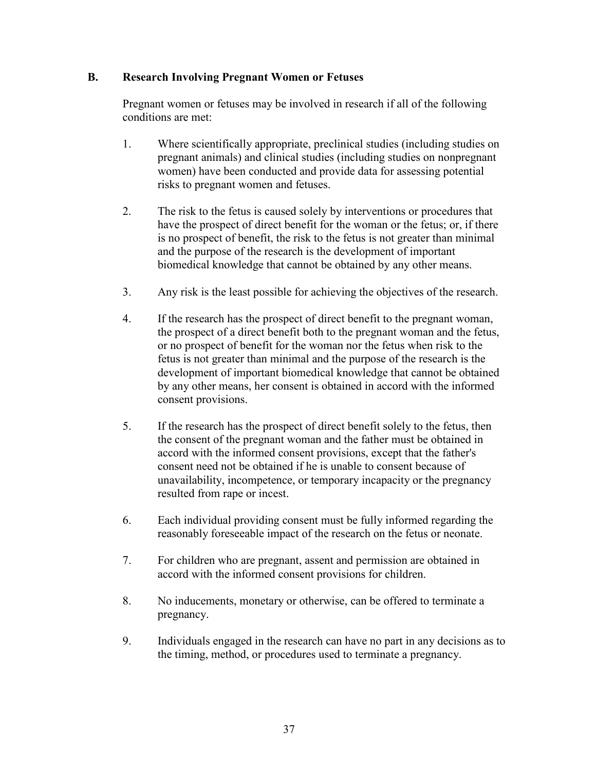### B. Research Involving Pregnant Women or Fetuses

Pregnant women or fetuses may be involved in research if all of the following conditions are met:

1. Where scientifically appropriate, preclinical studies (including studies on pregnant animals) and clinical studies (including studies on nonpregnant women) have been conducted and provide data for assessing potential risks to pregnant women and fetuses.

2. The risk to the fetus is caused solely by interventions or procedures that have the prospect of direct benefit for the woman or the fetus; or, if there is no prospect of benefit, the risk to the fetus is not greater than minimal and the purpose of the research is the development of important biomedical knowledge that cannot be obtained by any other means.

3. Any risk is the least possible for achieving the objectives of the research.

4. If the research has the prospect of direct benefit to the pregnant woman, the prospect of a direct benefit both to the pregnant woman and the fetus, or no prospect of benefit for the woman nor the fetus when risk to the fetus is not greater than minimal and the purpose of the research is the development of important biomedical knowledge that cannot be obtained by any other means, her consent is obtained in accord with the informed consent provisions.

5. If the research has the prospect of direct benefit solely to the fetus, then the consent of the pregnant woman and the father must be obtained in accord with the informed consent provisions, except that the father's consent need not be obtained if he is unable to consent because of unavailability, incompetence, or temporary incapacity or the pregnancy resulted from rape or incest.

6. Each individual providing consent must be fully informed regarding the reasonably foreseeable impact of the research on the fetus or neonate.

7. For children who are pregnant, assent and permission are obtained in accord with the informed consent provisions for children.

8. No inducements, monetary or otherwise, can be offered to terminate a pregnancy.

9. Individuals engaged in the research can have no part in any decisions as to the timing, method, or procedures used to terminate a pregnancy.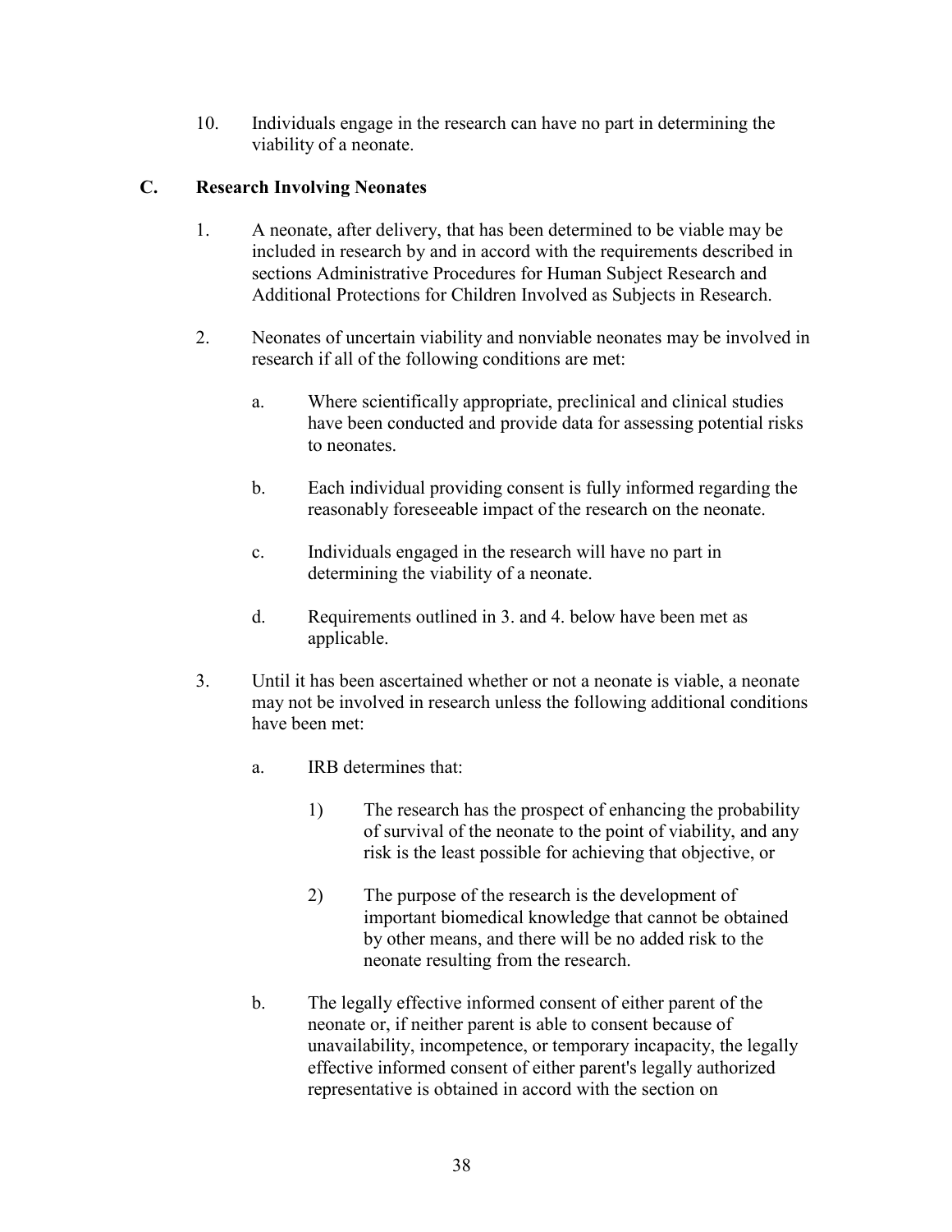10. Individuals engage in the research can have no part in determining the viability of a neonate.

## C. Research Involving Neonates

1. A neonate, after delivery, that has been determined to be viable may be included in research by and in accord with the requirements described in sections Administrative Procedures for Human Subject Research and Additional Protections for Children Involved as Subjects in Research.

2. Neonates of uncertain viability and nonviable neonates may be involved in research if all of the following conditions are met:

   a. Where scientifically appropriate, preclinical and clinical studies have been conducted and provide data for assessing potential risks to neonates.

   b. Each individual providing consent is fully informed regarding the reasonably foreseeable impact of the research on the neonate.

   c. Individuals engaged in the research will have no part in determining the viability of a neonate.

   d. Requirements outlined in 3. and 4. below have been met as applicable.

3. Until it has been ascertained whether or not a neonate is viable, a neonate may not be involved in research unless the following additional conditions have been met:

   a. IRB determines that:

      1) The research has the prospect of enhancing the probability of survival of the neonate to the point of viability, and any risk is the least possible for achieving that objective, or

      2) The purpose of the research is the development of important biomedical knowledge that cannot be obtained by other means, and there will be no added risk to the neonate resulting from the research.

   b. The legally effective informed consent of either parent of the neonate or, if neither parent is able to consent because of unavailability, incompetence, or temporary incapacity, the legally effective informed consent of either parent's legally authorized representative is obtained in accord with the section on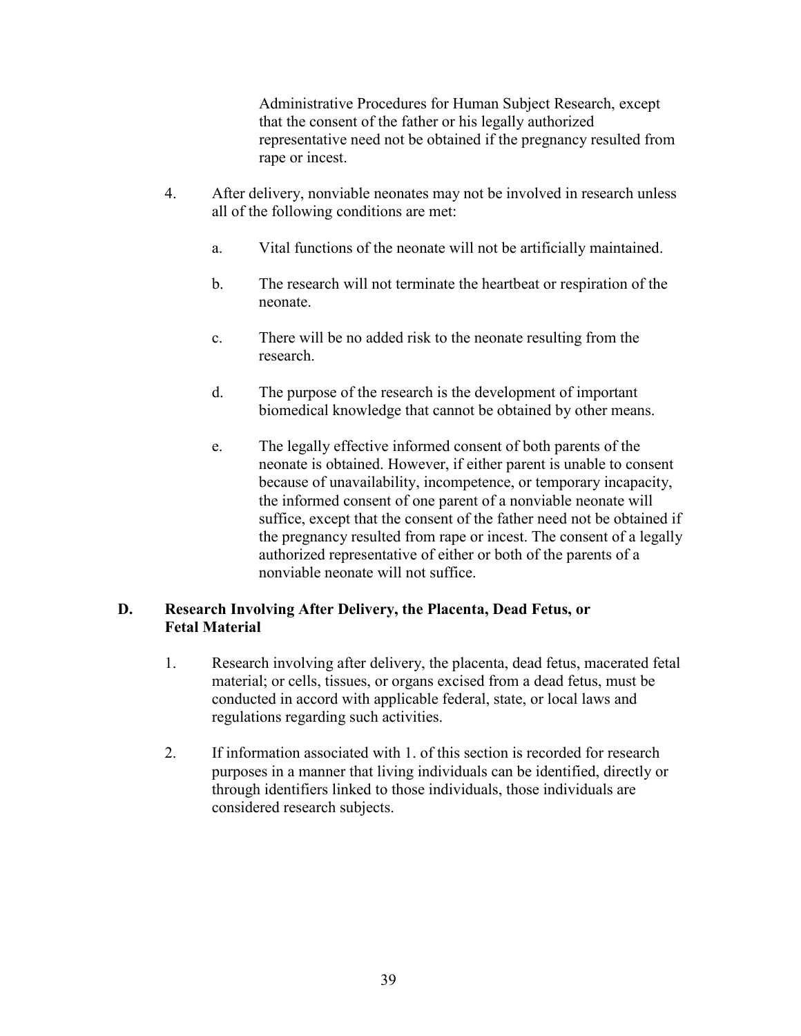Administrative Procedures for Human Subject Research, except that the consent of the father or his legally authorized representative need not be obtained if the pregnancy resulted from rape or incest.

4. After delivery, nonviable neonates may not be involved in research unless all of the following conditions are met:

   a. Vital functions of the neonate will not be artificially maintained.

   b. The research will not terminate the heartbeat or respiration of the neonate.

   c. There will be no added risk to the neonate resulting from the research.

   d. The purpose of the research is the development of important biomedical knowledge that cannot be obtained by other means.

   e. The legally effective informed consent of both parents of the neonate is obtained. However, if either parent is unable to consent because of unavailability, incompetence, or temporary incapacity, the informed consent of one parent of a nonviable neonate will suffice, except that the consent of the father need not be obtained if the pregnancy resulted from rape or incest. The consent of a legally authorized representative of either or both of the parents of a nonviable neonate will not suffice.

## D. Research Involving After Delivery, the Placenta, Dead Fetus, or Fetal Material

1. Research involving after delivery, the placenta, dead fetus, macerated fetal material; or cells, tissues, or organs excised from a dead fetus, must be conducted in accord with applicable federal, state, or local laws and regulations regarding such activities.

2. If information associated with 1. of this section is recorded for research purposes in a manner that living individuals can be identified, directly or through identifiers linked to those individuals, those individuals are considered research subjects.